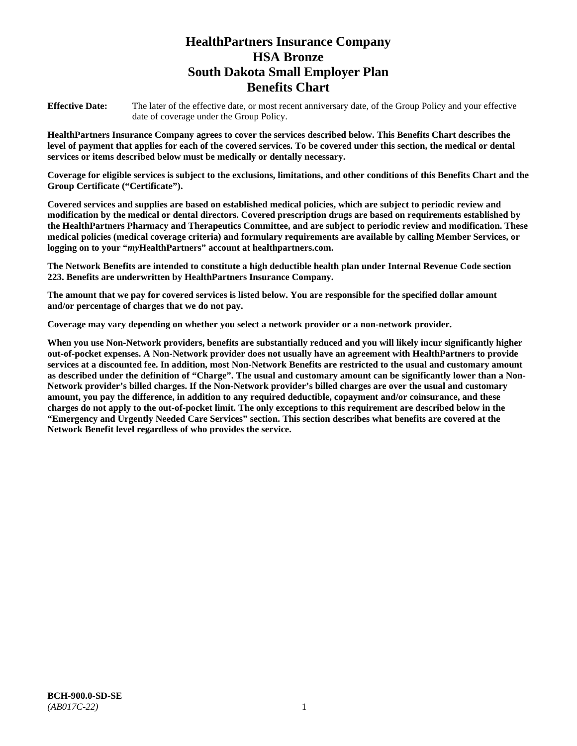# HealthPartners Insurance Company
# HSA Bronze
# South Dakota Small Employer Plan
# Benefits Chart

**Effective Date:** The later of the effective date, or most recent anniversary date, of the Group Policy and your effective date of coverage under the Group Policy.

**HealthPartners Insurance Company agrees to cover the services described below. This Benefits Chart describes the level of payment that applies for each of the covered services. To be covered under this section, the medical or dental services or items described below must be medically or dentally necessary.**

**Coverage for eligible services is subject to the exclusions, limitations, and other conditions of this Benefits Chart and the Group Certificate ("Certificate").**

**Covered services and supplies are based on established medical policies, which are subject to periodic review and modification by the medical or dental directors. Covered prescription drugs are based on requirements established by the HealthPartners Pharmacy and Therapeutics Committee, and are subject to periodic review and modification. These medical policies (medical coverage criteria) and formulary requirements are available by calling Member Services, or logging on to your "*my*HealthPartners" account at healthpartners.com.**

**The Network Benefits are intended to constitute a high deductible health plan under Internal Revenue Code section 223. Benefits are underwritten by HealthPartners Insurance Company.**

**The amount that we pay for covered services is listed below. You are responsible for the specified dollar amount and/or percentage of charges that we do not pay.**

**Coverage may vary depending on whether you select a network provider or a non-network provider.**

**When you use Non-Network providers, benefits are substantially reduced and you will likely incur significantly higher out-of-pocket expenses. A Non-Network provider does not usually have an agreement with HealthPartners to provide services at a discounted fee. In addition, most Non-Network Benefits are restricted to the usual and customary amount as described under the definition of "Charge". The usual and customary amount can be significantly lower than a Non-Network provider's billed charges. If the Non-Network provider's billed charges are over the usual and customary amount, you pay the difference, in addition to any required deductible, copayment and/or coinsurance, and these charges do not apply to the out-of-pocket limit. The only exceptions to this requirement are described below in the "Emergency and Urgently Needed Care Services" section. This section describes what benefits are covered at the Network Benefit level regardless of who provides the service.**

**BCH-900.0-SD-SE**
*(AB017C-22)*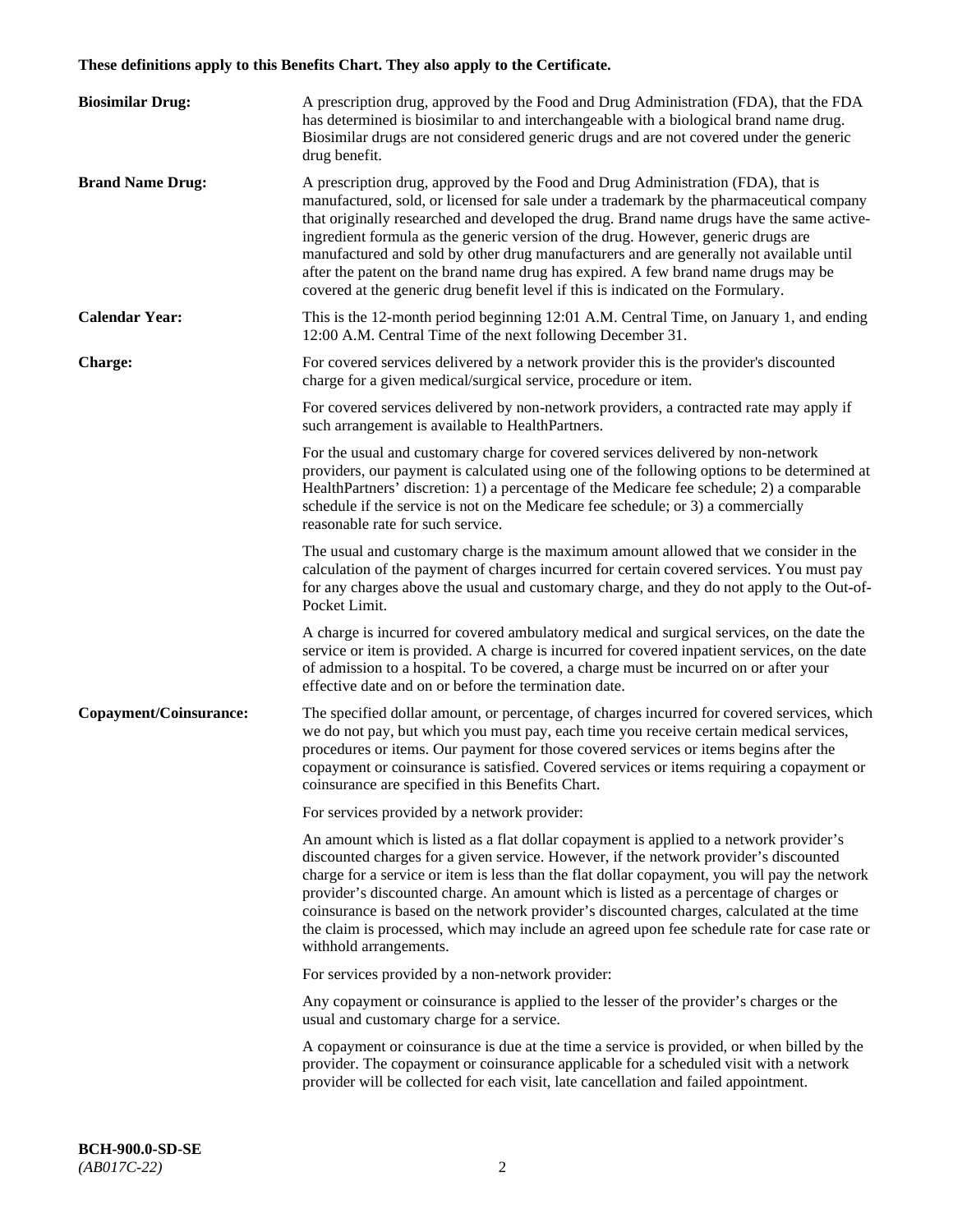**These definitions apply to this Benefits Chart. They also apply to the Certificate.**

| | |
|---|---|
| **Biosimilar Drug:** | A prescription drug, approved by the Food and Drug Administration (FDA), that the FDA has determined is biosimilar to and interchangeable with a biological brand name drug. Biosimilar drugs are not considered generic drugs and are not covered under the generic drug benefit. |
| **Brand Name Drug:** | A prescription drug, approved by the Food and Drug Administration (FDA), that is manufactured, sold, or licensed for sale under a trademark by the pharmaceutical company that originally researched and developed the drug. Brand name drugs have the same active-ingredient formula as the generic version of the drug. However, generic drugs are manufactured and sold by other drug manufacturers and are generally not available until after the patent on the brand name drug has expired. A few brand name drugs may be covered at the generic drug benefit level if this is indicated on the Formulary. |
| **Calendar Year:** | This is the 12-month period beginning 12:01 A.M. Central Time, on January 1, and ending 12:00 A.M. Central Time of the next following December 31. |
| **Charge:** | For covered services delivered by a network provider this is the provider's discounted charge for a given medical/surgical service, procedure or item.<br><br>For covered services delivered by non-network providers, a contracted rate may apply if such arrangement is available to HealthPartners.<br><br>For the usual and customary charge for covered services delivered by non-network providers, our payment is calculated using one of the following options to be determined at HealthPartners' discretion: 1) a percentage of the Medicare fee schedule; 2) a comparable schedule if the service is not on the Medicare fee schedule; or 3) a commercially reasonable rate for such service.<br><br>The usual and customary charge is the maximum amount allowed that we consider in the calculation of the payment of charges incurred for certain covered services. You must pay for any charges above the usual and customary charge, and they do not apply to the Out-of-Pocket Limit.<br><br>A charge is incurred for covered ambulatory medical and surgical services, on the date the service or item is provided. A charge is incurred for covered inpatient services, on the date of admission to a hospital. To be covered, a charge must be incurred on or after your effective date and on or before the termination date. |
| **Copayment/Coinsurance:** | The specified dollar amount, or percentage, of charges incurred for covered services, which we do not pay, but which you must pay, each time you receive certain medical services, procedures or items. Our payment for those covered services or items begins after the copayment or coinsurance is satisfied. Covered services or items requiring a copayment or coinsurance are specified in this Benefits Chart.<br><br>For services provided by a network provider:<br><br>An amount which is listed as a flat dollar copayment is applied to a network provider's discounted charges for a given service. However, if the network provider's discounted charge for a service or item is less than the flat dollar copayment, you will pay the network provider's discounted charge. An amount which is listed as a percentage of charges or coinsurance is based on the network provider's discounted charges, calculated at the time the claim is processed, which may include an agreed upon fee schedule rate for case rate or withhold arrangements.<br><br>For services provided by a non-network provider:<br><br>Any copayment or coinsurance is applied to the lesser of the provider's charges or the usual and customary charge for a service.<br><br>A copayment or coinsurance is due at the time a service is provided, or when billed by the provider. The copayment or coinsurance applicable for a scheduled visit with a network provider will be collected for each visit, late cancellation and failed appointment. |

**BCH-900.0-SD-SE**
*(AB017C-22)*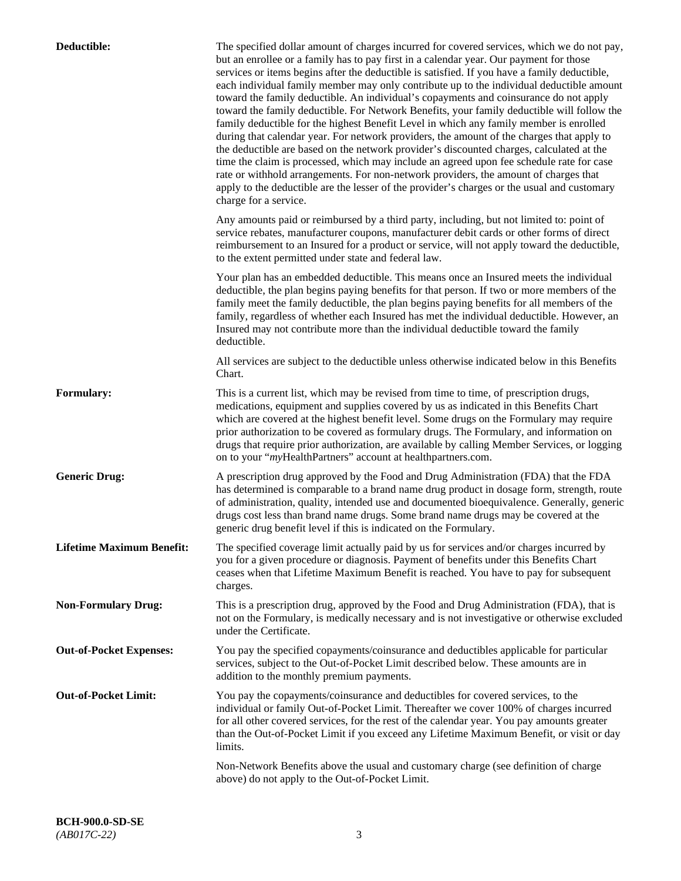**Deductible:** The specified dollar amount of charges incurred for covered services, which we do not pay, but an enrollee or a family has to pay first in a calendar year. Our payment for those services or items begins after the deductible is satisfied. If you have a family deductible, each individual family member may only contribute up to the individual deductible amount toward the family deductible. An individual's copayments and coinsurance do not apply toward the family deductible. For Network Benefits, your family deductible will follow the family deductible for the highest Benefit Level in which any family member is enrolled during that calendar year. For network providers, the amount of the charges that apply to the deductible are based on the network provider's discounted charges, calculated at the time the claim is processed, which may include an agreed upon fee schedule rate for case rate or withhold arrangements. For non-network providers, the amount of charges that apply to the deductible are the lesser of the provider's charges or the usual and customary charge for a service.

Any amounts paid or reimbursed by a third party, including, but not limited to: point of service rebates, manufacturer coupons, manufacturer debit cards or other forms of direct reimbursement to an Insured for a product or service, will not apply toward the deductible, to the extent permitted under state and federal law.

Your plan has an embedded deductible. This means once an Insured meets the individual deductible, the plan begins paying benefits for that person. If two or more members of the family meet the family deductible, the plan begins paying benefits for all members of the family, regardless of whether each Insured has met the individual deductible. However, an Insured may not contribute more than the individual deductible toward the family deductible.

All services are subject to the deductible unless otherwise indicated below in this Benefits Chart.

**Formulary:** This is a current list, which may be revised from time to time, of prescription drugs, medications, equipment and supplies covered by us as indicated in this Benefits Chart which are covered at the highest benefit level. Some drugs on the Formulary may require prior authorization to be covered as formulary drugs. The Formulary, and information on drugs that require prior authorization, are available by calling Member Services, or logging on to your "*my*HealthPartners" account at healthpartners.com.

**Generic Drug:** A prescription drug approved by the Food and Drug Administration (FDA) that the FDA has determined is comparable to a brand name drug product in dosage form, strength, route of administration, quality, intended use and documented bioequivalence. Generally, generic drugs cost less than brand name drugs. Some brand name drugs may be covered at the generic drug benefit level if this is indicated on the Formulary.

**Lifetime Maximum Benefit:** The specified coverage limit actually paid by us for services and/or charges incurred by you for a given procedure or diagnosis. Payment of benefits under this Benefits Chart ceases when that Lifetime Maximum Benefit is reached. You have to pay for subsequent charges.

**Non-Formulary Drug:** This is a prescription drug, approved by the Food and Drug Administration (FDA), that is not on the Formulary, is medically necessary and is not investigative or otherwise excluded under the Certificate.

**Out-of-Pocket Expenses:** You pay the specified copayments/coinsurance and deductibles applicable for particular services, subject to the Out-of-Pocket Limit described below. These amounts are in addition to the monthly premium payments.

**Out-of-Pocket Limit:** You pay the copayments/coinsurance and deductibles for covered services, to the individual or family Out-of-Pocket Limit. Thereafter we cover 100% of charges incurred for all other covered services, for the rest of the calendar year. You pay amounts greater than the Out-of-Pocket Limit if you exceed any Lifetime Maximum Benefit, or visit or day limits.

Non-Network Benefits above the usual and customary charge (see definition of charge above) do not apply to the Out-of-Pocket Limit.

**BCH-900.0-SD-SE**
*(AB017C-22)*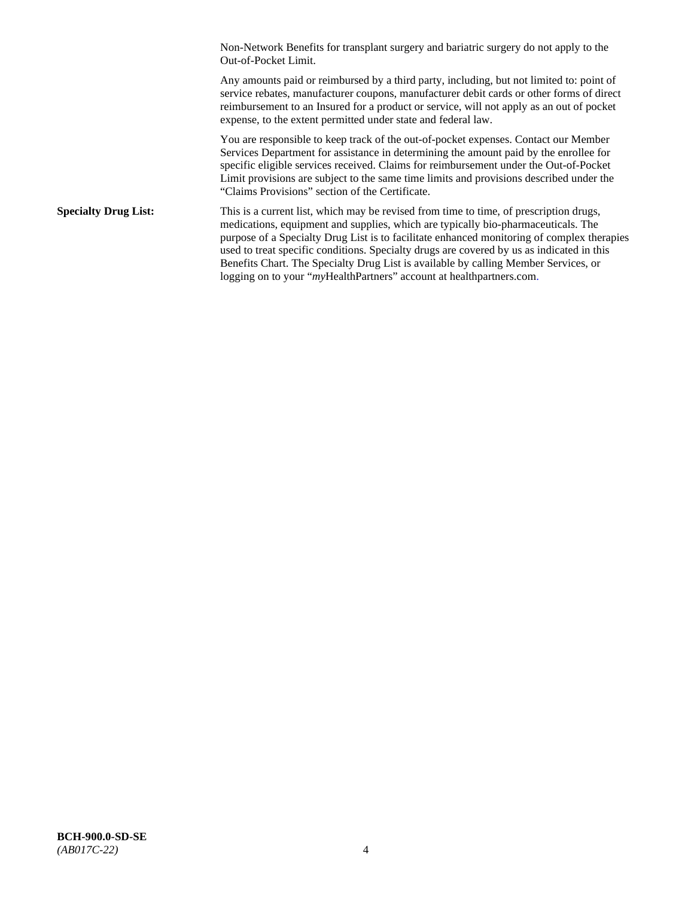Non-Network Benefits for transplant surgery and bariatric surgery do not apply to the Out-of-Pocket Limit.

Any amounts paid or reimbursed by a third party, including, but not limited to: point of service rebates, manufacturer coupons, manufacturer debit cards or other forms of direct reimbursement to an Insured for a product or service, will not apply as an out of pocket expense, to the extent permitted under state and federal law.

You are responsible to keep track of the out-of-pocket expenses. Contact our Member Services Department for assistance in determining the amount paid by the enrollee for specific eligible services received. Claims for reimbursement under the Out-of-Pocket Limit provisions are subject to the same time limits and provisions described under the "Claims Provisions" section of the Certificate.

**Specialty Drug List:** This is a current list, which may be revised from time to time, of prescription drugs, medications, equipment and supplies, which are typically bio-pharmaceuticals. The purpose of a Specialty Drug List is to facilitate enhanced monitoring of complex therapies used to treat specific conditions. Specialty drugs are covered by us as indicated in this Benefits Chart. The Specialty Drug List is available by calling Member Services, or logging on to your "*my*HealthPartners" account at healthpartners.com.

**BCH-900.0-SD-SE**
*(AB017C-22)*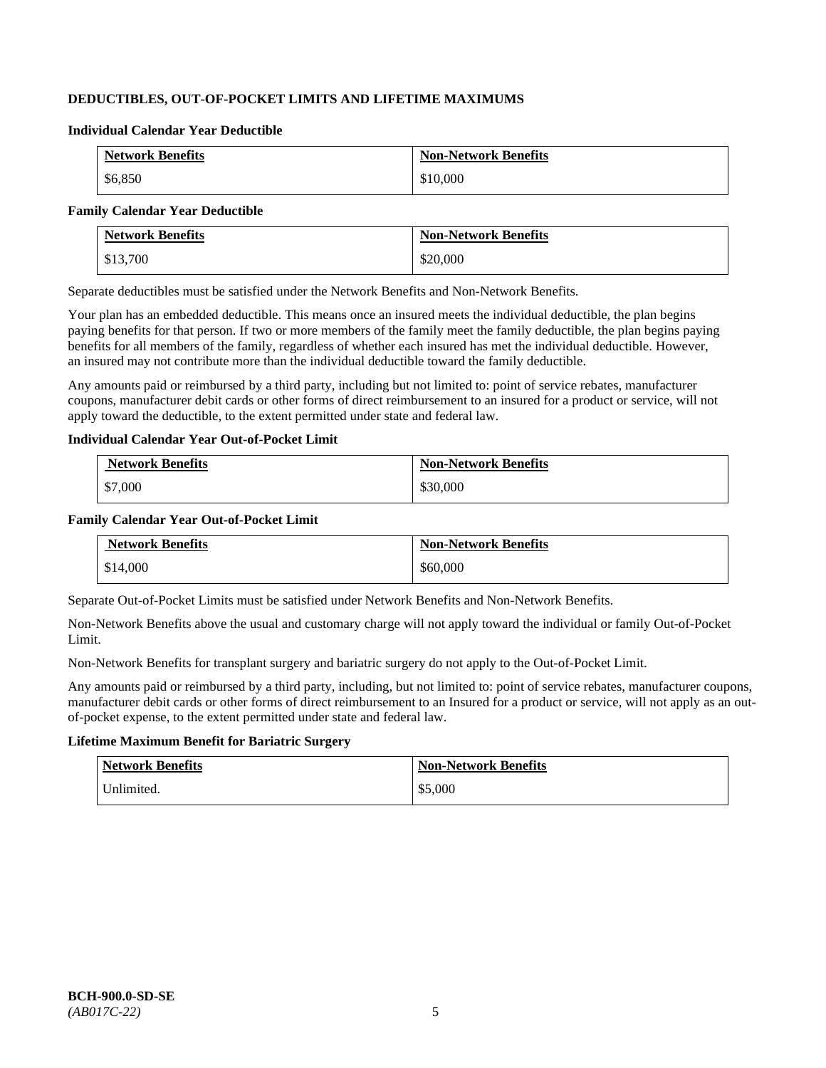## DEDUCTIBLES, OUT-OF-POCKET LIMITS AND LIFETIME MAXIMUMS

### Individual Calendar Year Deductible

| Network Benefits | Non-Network Benefits |
|---|---|
| $6,850 | $10,000 |

### Family Calendar Year Deductible

| Network Benefits | Non-Network Benefits |
|---|---|
| $13,700 | $20,000 |

Separate deductibles must be satisfied under the Network Benefits and Non-Network Benefits.

Your plan has an embedded deductible. This means once an insured meets the individual deductible, the plan begins paying benefits for that person. If two or more members of the family meet the family deductible, the plan begins paying benefits for all members of the family, regardless of whether each insured has met the individual deductible. However, an insured may not contribute more than the individual deductible toward the family deductible.

Any amounts paid or reimbursed by a third party, including but not limited to: point of service rebates, manufacturer coupons, manufacturer debit cards or other forms of direct reimbursement to an insured for a product or service, will not apply toward the deductible, to the extent permitted under state and federal law.

### Individual Calendar Year Out-of-Pocket Limit

| Network Benefits | Non-Network Benefits |
|---|---|
| $7,000 | $30,000 |

### Family Calendar Year Out-of-Pocket Limit

| Network Benefits | Non-Network Benefits |
|---|---|
| $14,000 | $60,000 |

Separate Out-of-Pocket Limits must be satisfied under Network Benefits and Non-Network Benefits.

Non-Network Benefits above the usual and customary charge will not apply toward the individual or family Out-of-Pocket Limit.

Non-Network Benefits for transplant surgery and bariatric surgery do not apply to the Out-of-Pocket Limit.

Any amounts paid or reimbursed by a third party, including, but not limited to: point of service rebates, manufacturer coupons, manufacturer debit cards or other forms of direct reimbursement to an Insured for a product or service, will not apply as an out-of-pocket expense, to the extent permitted under state and federal law.

### Lifetime Maximum Benefit for Bariatric Surgery

| Network Benefits | Non-Network Benefits |
|---|---|
| Unlimited. | $5,000 |

**BCH-900.0-SD-SE**
*(AB017C-22)*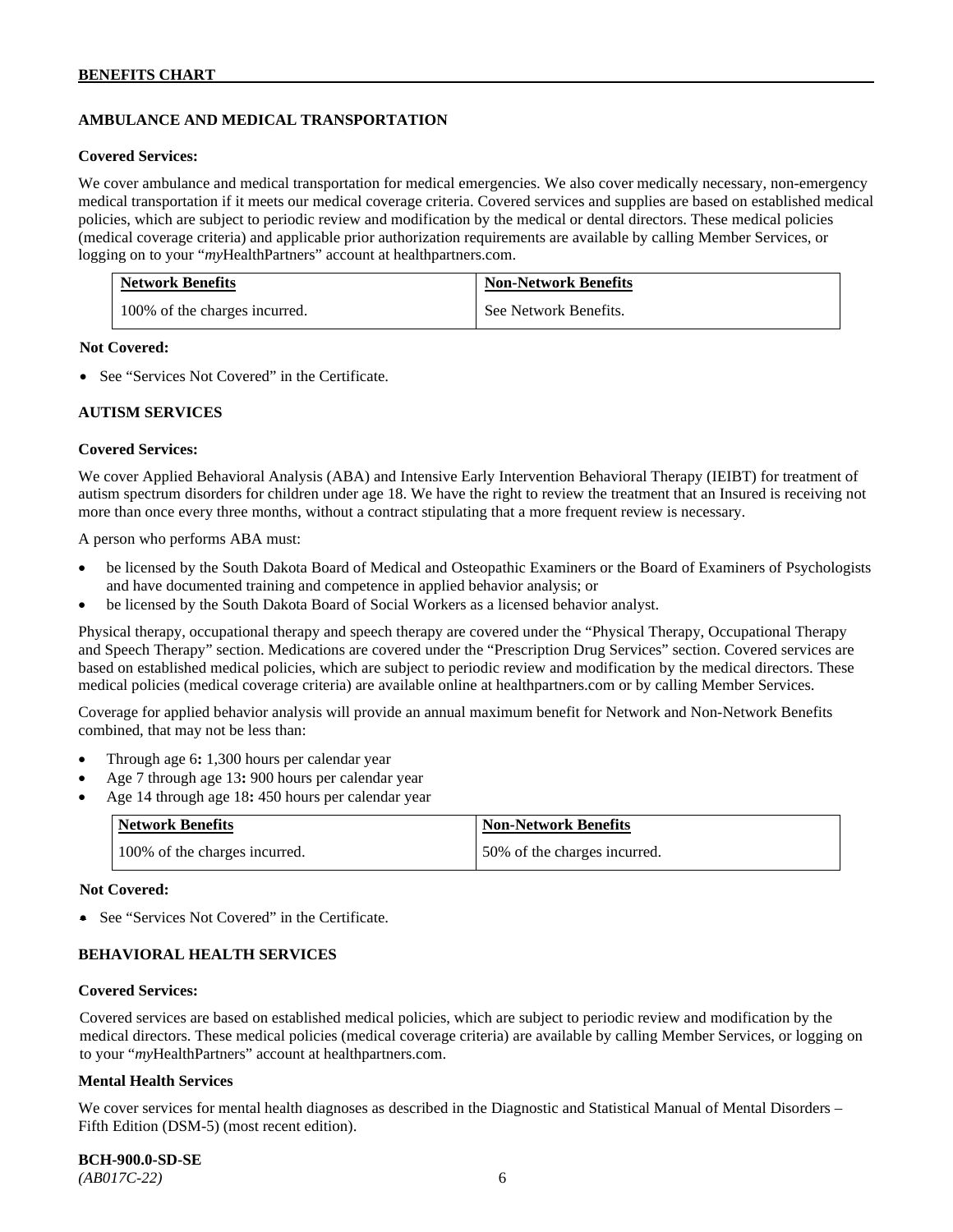## AMBULANCE AND MEDICAL TRANSPORTATION

**Covered Services:**

We cover ambulance and medical transportation for medical emergencies. We also cover medically necessary, non-emergency medical transportation if it meets our medical coverage criteria. Covered services and supplies are based on established medical policies, which are subject to periodic review and modification by the medical or dental directors. These medical policies (medical coverage criteria) and applicable prior authorization requirements are available by calling Member Services, or logging on to your "*my*HealthPartners" account at healthpartners.com.

| Network Benefits | Non-Network Benefits |
|---|---|
| 100% of the charges incurred. | See Network Benefits. |

**Not Covered:**

- See "Services Not Covered" in the Certificate.

## AUTISM SERVICES

**Covered Services:**

We cover Applied Behavioral Analysis (ABA) and Intensive Early Intervention Behavioral Therapy (IEIBT) for treatment of autism spectrum disorders for children under age 18. We have the right to review the treatment that an Insured is receiving not more than once every three months, without a contract stipulating that a more frequent review is necessary.

A person who performs ABA must:

- be licensed by the South Dakota Board of Medical and Osteopathic Examiners or the Board of Examiners of Psychologists and have documented training and competence in applied behavior analysis; or
- be licensed by the South Dakota Board of Social Workers as a licensed behavior analyst.

Physical therapy, occupational therapy and speech therapy are covered under the "Physical Therapy, Occupational Therapy and Speech Therapy" section. Medications are covered under the "Prescription Drug Services" section. Covered services are based on established medical policies, which are subject to periodic review and modification by the medical directors. These medical policies (medical coverage criteria) are available online at healthpartners.com or by calling Member Services.

Coverage for applied behavior analysis will provide an annual maximum benefit for Network and Non-Network Benefits combined, that may not be less than:

- Through age 6**:** 1,300 hours per calendar year
- Age 7 through age 13**:** 900 hours per calendar year
- Age 14 through age 18**:** 450 hours per calendar year

| Network Benefits | Non-Network Benefits |
|---|---|
| 100% of the charges incurred. | 50% of the charges incurred. |

**Not Covered:**

- See "Services Not Covered" in the Certificate.

## BEHAVIORAL HEALTH SERVICES

**Covered Services:**

Covered services are based on established medical policies, which are subject to periodic review and modification by the medical directors. These medical policies (medical coverage criteria) are available by calling Member Services, or logging on to your "*my*HealthPartners" account at healthpartners.com.

**Mental Health Services**

We cover services for mental health diagnoses as described in the Diagnostic and Statistical Manual of Mental Disorders – Fifth Edition (DSM-5) (most recent edition).

**BCH-900.0-SD-SE**
*(AB017C-22)*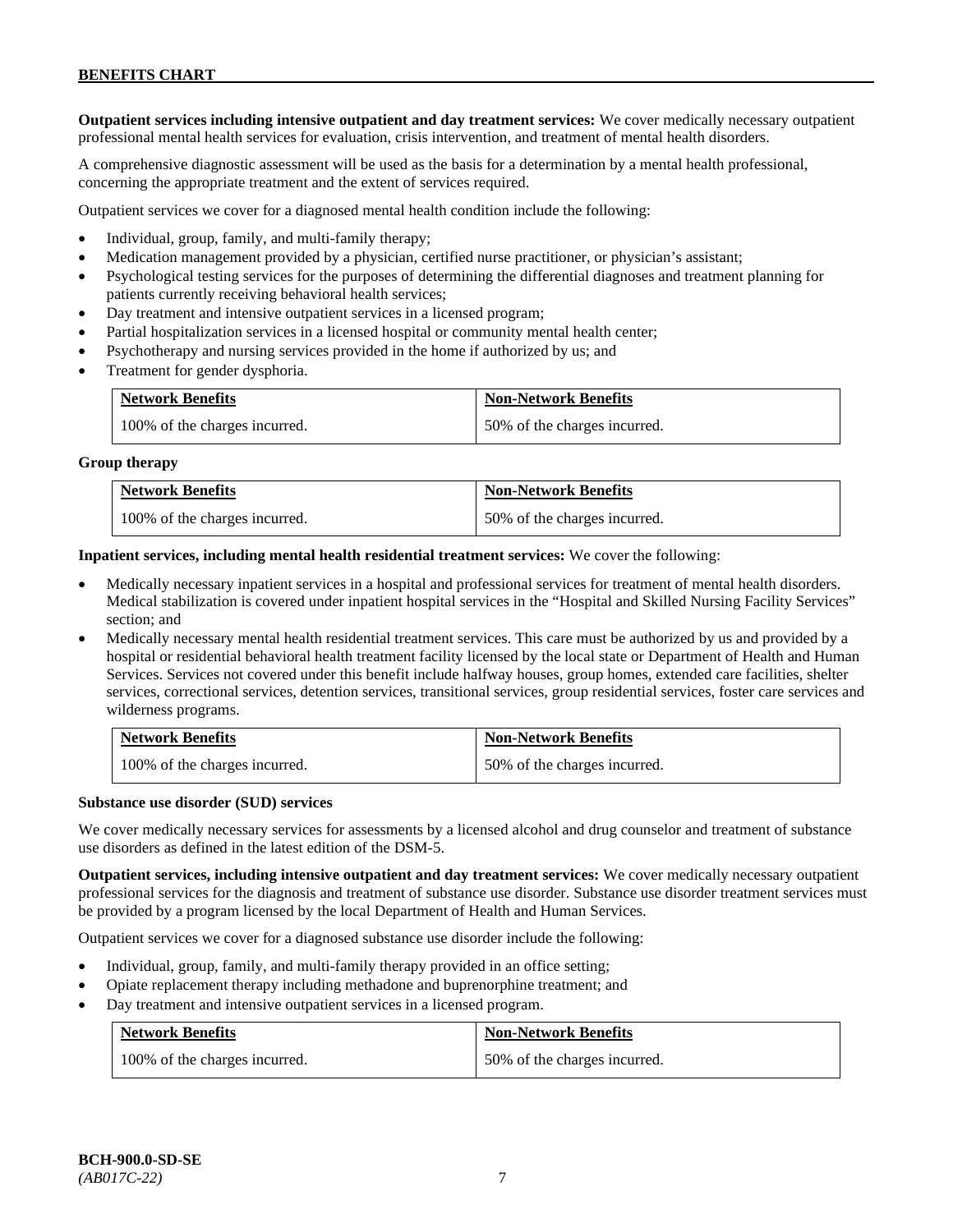**Outpatient services including intensive outpatient and day treatment services:** We cover medically necessary outpatient professional mental health services for evaluation, crisis intervention, and treatment of mental health disorders.

A comprehensive diagnostic assessment will be used as the basis for a determination by a mental health professional, concerning the appropriate treatment and the extent of services required.

Outpatient services we cover for a diagnosed mental health condition include the following:

- Individual, group, family, and multi-family therapy;
- Medication management provided by a physician, certified nurse practitioner, or physician's assistant;
- Psychological testing services for the purposes of determining the differential diagnoses and treatment planning for patients currently receiving behavioral health services;
- Day treatment and intensive outpatient services in a licensed program;
- Partial hospitalization services in a licensed hospital or community mental health center;
- Psychotherapy and nursing services provided in the home if authorized by us; and
- Treatment for gender dysphoria.

| Network Benefits | Non-Network Benefits |
| --- | --- |
| 100% of the charges incurred. | 50% of the charges incurred. |

**Group therapy**

| Network Benefits | Non-Network Benefits |
| --- | --- |
| 100% of the charges incurred. | 50% of the charges incurred. |

**Inpatient services, including mental health residential treatment services:** We cover the following:

- Medically necessary inpatient services in a hospital and professional services for treatment of mental health disorders. Medical stabilization is covered under inpatient hospital services in the "Hospital and Skilled Nursing Facility Services" section; and
- Medically necessary mental health residential treatment services. This care must be authorized by us and provided by a hospital or residential behavioral health treatment facility licensed by the local state or Department of Health and Human Services. Services not covered under this benefit include halfway houses, group homes, extended care facilities, shelter services, correctional services, detention services, transitional services, group residential services, foster care services and wilderness programs.

| Network Benefits | Non-Network Benefits |
| --- | --- |
| 100% of the charges incurred. | 50% of the charges incurred. |

**Substance use disorder (SUD) services**

We cover medically necessary services for assessments by a licensed alcohol and drug counselor and treatment of substance use disorders as defined in the latest edition of the DSM-5.

**Outpatient services, including intensive outpatient and day treatment services:** We cover medically necessary outpatient professional services for the diagnosis and treatment of substance use disorder. Substance use disorder treatment services must be provided by a program licensed by the local Department of Health and Human Services.

Outpatient services we cover for a diagnosed substance use disorder include the following:

- Individual, group, family, and multi-family therapy provided in an office setting;
- Opiate replacement therapy including methadone and buprenorphine treatment; and
- Day treatment and intensive outpatient services in a licensed program.

| Network Benefits | Non-Network Benefits |
| --- | --- |
| 100% of the charges incurred. | 50% of the charges incurred. |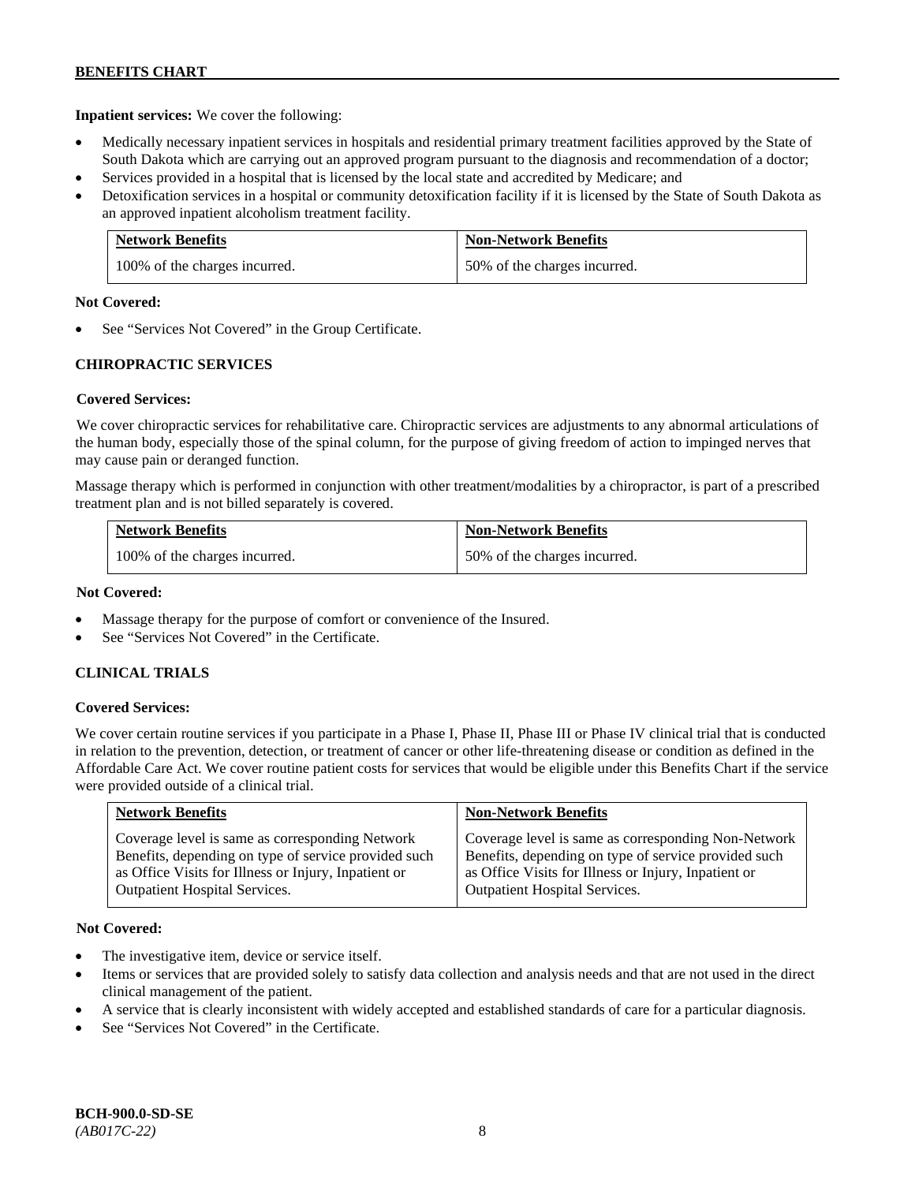**Inpatient services:** We cover the following:

- Medically necessary inpatient services in hospitals and residential primary treatment facilities approved by the State of South Dakota which are carrying out an approved program pursuant to the diagnosis and recommendation of a doctor;
- Services provided in a hospital that is licensed by the local state and accredited by Medicare; and
- Detoxification services in a hospital or community detoxification facility if it is licensed by the State of South Dakota as an approved inpatient alcoholism treatment facility.

| Network Benefits | Non-Network Benefits |
|---|---|
| 100% of the charges incurred. | 50% of the charges incurred. |

**Not Covered:**

- See "Services Not Covered" in the Group Certificate.

## CHIROPRACTIC SERVICES

**Covered Services:**

We cover chiropractic services for rehabilitative care. Chiropractic services are adjustments to any abnormal articulations of the human body, especially those of the spinal column, for the purpose of giving freedom of action to impinged nerves that may cause pain or deranged function.

Massage therapy which is performed in conjunction with other treatment/modalities by a chiropractor, is part of a prescribed treatment plan and is not billed separately is covered.

| Network Benefits | Non-Network Benefits |
|---|---|
| 100% of the charges incurred. | 50% of the charges incurred. |

**Not Covered:**

- Massage therapy for the purpose of comfort or convenience of the Insured.
- See "Services Not Covered" in the Certificate.

## CLINICAL TRIALS

**Covered Services:**

We cover certain routine services if you participate in a Phase I, Phase II, Phase III or Phase IV clinical trial that is conducted in relation to the prevention, detection, or treatment of cancer or other life-threatening disease or condition as defined in the Affordable Care Act. We cover routine patient costs for services that would be eligible under this Benefits Chart if the service were provided outside of a clinical trial.

| Network Benefits | Non-Network Benefits |
|---|---|
| Coverage level is same as corresponding Network Benefits, depending on type of service provided such as Office Visits for Illness or Injury, Inpatient or Outpatient Hospital Services. | Coverage level is same as corresponding Non-Network Benefits, depending on type of service provided such as Office Visits for Illness or Injury, Inpatient or Outpatient Hospital Services. |

**Not Covered:**

- The investigative item, device or service itself.
- Items or services that are provided solely to satisfy data collection and analysis needs and that are not used in the direct clinical management of the patient.
- A service that is clearly inconsistent with widely accepted and established standards of care for a particular diagnosis.
- See "Services Not Covered" in the Certificate.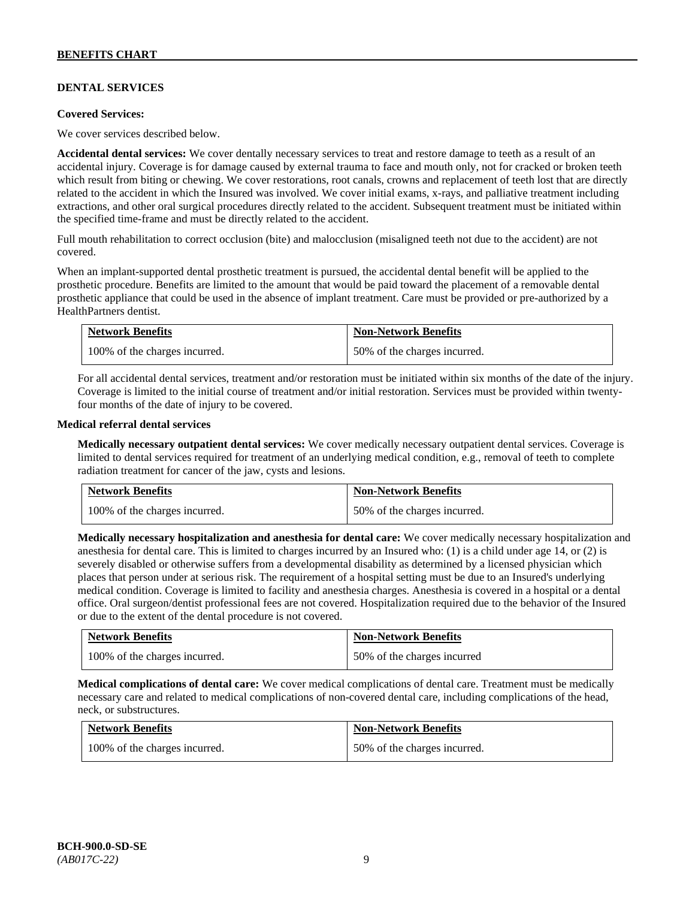## DENTAL SERVICES

**Covered Services:**

We cover services described below.

**Accidental dental services:** We cover dentally necessary services to treat and restore damage to teeth as a result of an accidental injury. Coverage is for damage caused by external trauma to face and mouth only, not for cracked or broken teeth which result from biting or chewing. We cover restorations, root canals, crowns and replacement of teeth lost that are directly related to the accident in which the Insured was involved. We cover initial exams, x-rays, and palliative treatment including extractions, and other oral surgical procedures directly related to the accident. Subsequent treatment must be initiated within the specified time-frame and must be directly related to the accident.

Full mouth rehabilitation to correct occlusion (bite) and malocclusion (misaligned teeth not due to the accident) are not covered.

When an implant-supported dental prosthetic treatment is pursued, the accidental dental benefit will be applied to the prosthetic procedure. Benefits are limited to the amount that would be paid toward the placement of a removable dental prosthetic appliance that could be used in the absence of implant treatment. Care must be provided or pre-authorized by a HealthPartners dentist.

| Network Benefits | Non-Network Benefits |
|---|---|
| 100% of the charges incurred. | 50% of the charges incurred. |

For all accidental dental services, treatment and/or restoration must be initiated within six months of the date of the injury. Coverage is limited to the initial course of treatment and/or initial restoration. Services must be provided within twenty-four months of the date of injury to be covered.

**Medical referral dental services**

**Medically necessary outpatient dental services:** We cover medically necessary outpatient dental services. Coverage is limited to dental services required for treatment of an underlying medical condition, e.g., removal of teeth to complete radiation treatment for cancer of the jaw, cysts and lesions.

| Network Benefits | Non-Network Benefits |
|---|---|
| 100% of the charges incurred. | 50% of the charges incurred. |

**Medically necessary hospitalization and anesthesia for dental care:** We cover medically necessary hospitalization and anesthesia for dental care. This is limited to charges incurred by an Insured who: (1) is a child under age 14, or (2) is severely disabled or otherwise suffers from a developmental disability as determined by a licensed physician which places that person under at serious risk. The requirement of a hospital setting must be due to an Insured's underlying medical condition. Coverage is limited to facility and anesthesia charges. Anesthesia is covered in a hospital or a dental office. Oral surgeon/dentist professional fees are not covered. Hospitalization required due to the behavior of the Insured or due to the extent of the dental procedure is not covered.

| Network Benefits | Non-Network Benefits |
|---|---|
| 100% of the charges incurred. | 50% of the charges incurred |

**Medical complications of dental care:** We cover medical complications of dental care. Treatment must be medically necessary care and related to medical complications of non-covered dental care, including complications of the head, neck, or substructures.

| Network Benefits | Non-Network Benefits |
|---|---|
| 100% of the charges incurred. | 50% of the charges incurred. |

BCH-900.0-SD-SE
*(AB017C-22)*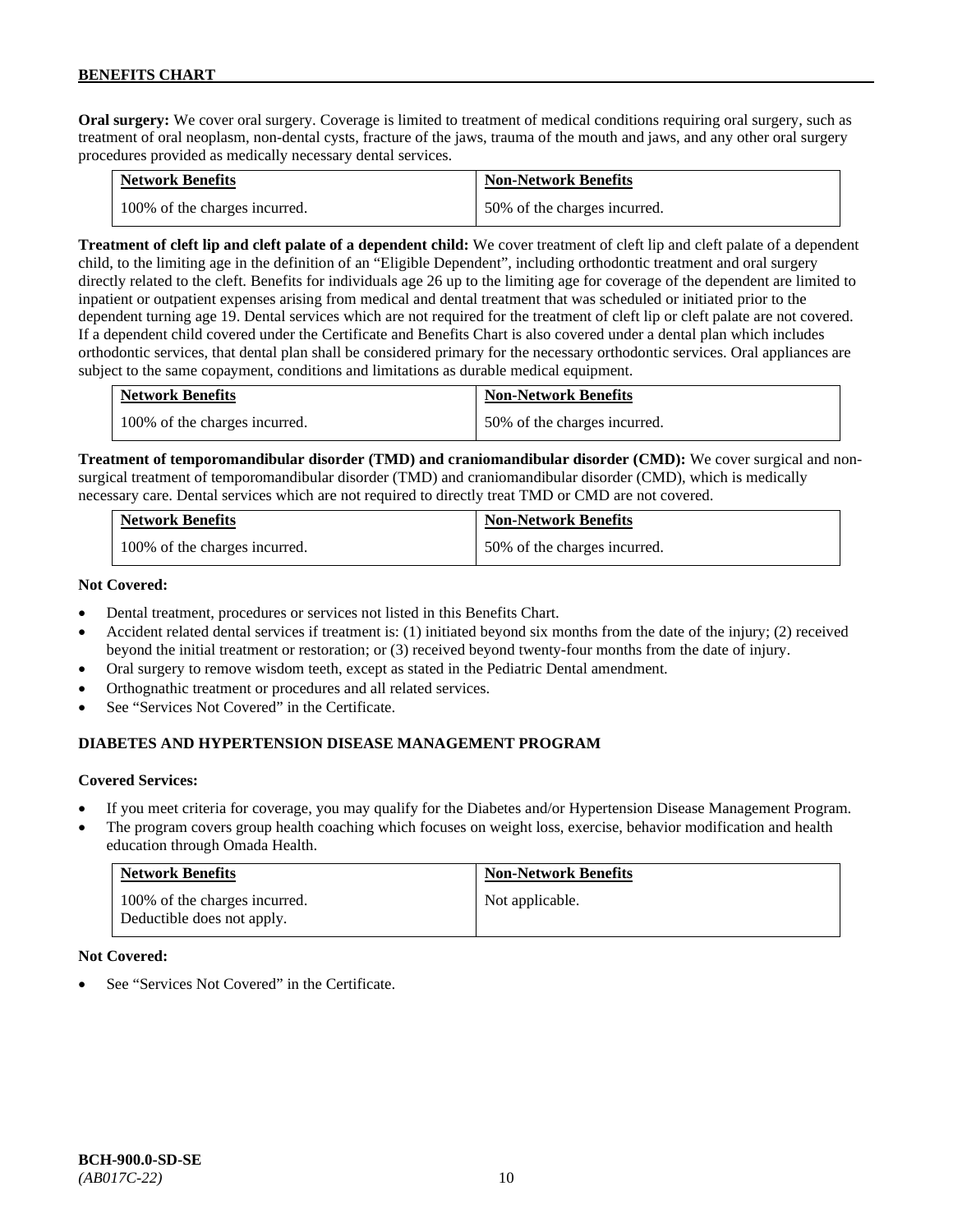**Oral surgery:** We cover oral surgery. Coverage is limited to treatment of medical conditions requiring oral surgery, such as treatment of oral neoplasm, non-dental cysts, fracture of the jaws, trauma of the mouth and jaws, and any other oral surgery procedures provided as medically necessary dental services.

| Network Benefits | Non-Network Benefits |
|---|---|
| 100% of the charges incurred. | 50% of the charges incurred. |

**Treatment of cleft lip and cleft palate of a dependent child:** We cover treatment of cleft lip and cleft palate of a dependent child, to the limiting age in the definition of an "Eligible Dependent", including orthodontic treatment and oral surgery directly related to the cleft. Benefits for individuals age 26 up to the limiting age for coverage of the dependent are limited to inpatient or outpatient expenses arising from medical and dental treatment that was scheduled or initiated prior to the dependent turning age 19. Dental services which are not required for the treatment of cleft lip or cleft palate are not covered. If a dependent child covered under the Certificate and Benefits Chart is also covered under a dental plan which includes orthodontic services, that dental plan shall be considered primary for the necessary orthodontic services. Oral appliances are subject to the same copayment, conditions and limitations as durable medical equipment.

| Network Benefits | Non-Network Benefits |
|---|---|
| 100% of the charges incurred. | 50% of the charges incurred. |

**Treatment of temporomandibular disorder (TMD) and craniomandibular disorder (CMD):** We cover surgical and non-surgical treatment of temporomandibular disorder (TMD) and craniomandibular disorder (CMD), which is medically necessary care. Dental services which are not required to directly treat TMD or CMD are not covered.

| Network Benefits | Non-Network Benefits |
|---|---|
| 100% of the charges incurred. | 50% of the charges incurred. |

**Not Covered:**

- Dental treatment, procedures or services not listed in this Benefits Chart.
- Accident related dental services if treatment is: (1) initiated beyond six months from the date of the injury; (2) received beyond the initial treatment or restoration; or (3) received beyond twenty-four months from the date of injury.
- Oral surgery to remove wisdom teeth, except as stated in the Pediatric Dental amendment.
- Orthognathic treatment or procedures and all related services.
- See "Services Not Covered" in the Certificate.

### DIABETES AND HYPERTENSION DISEASE MANAGEMENT PROGRAM

**Covered Services:**

- If you meet criteria for coverage, you may qualify for the Diabetes and/or Hypertension Disease Management Program.
- The program covers group health coaching which focuses on weight loss, exercise, behavior modification and health education through Omada Health.

| Network Benefits | Non-Network Benefits |
|---|---|
| 100% of the charges incurred. Deductible does not apply. | Not applicable. |

**Not Covered:**

- See "Services Not Covered" in the Certificate.

BCH-900.0-SD-SE
*(AB017C-22)*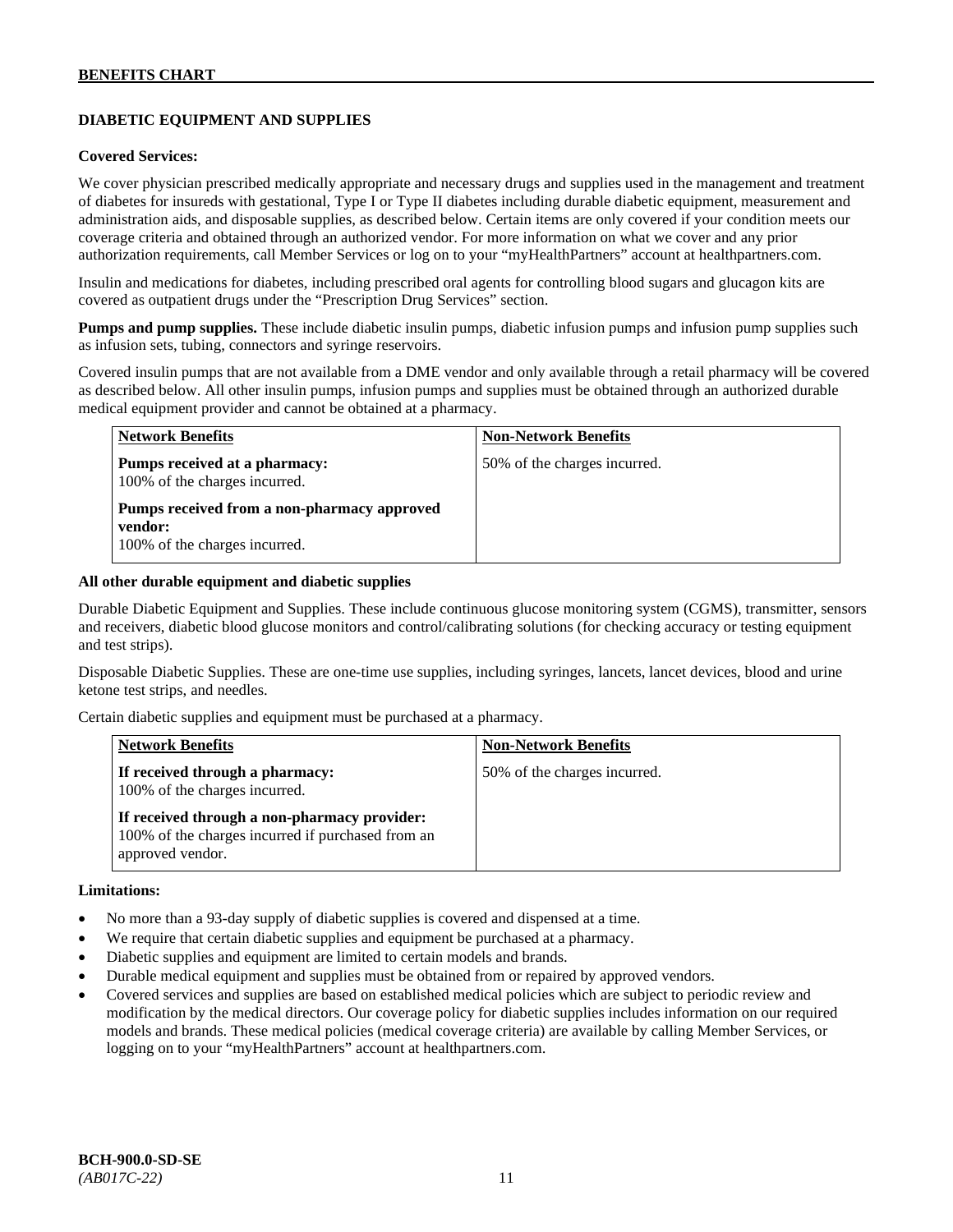## DIABETIC EQUIPMENT AND SUPPLIES

**Covered Services:**

We cover physician prescribed medically appropriate and necessary drugs and supplies used in the management and treatment of diabetes for insureds with gestational, Type I or Type II diabetes including durable diabetic equipment, measurement and administration aids, and disposable supplies, as described below. Certain items are only covered if your condition meets our coverage criteria and obtained through an authorized vendor. For more information on what we cover and any prior authorization requirements, call Member Services or log on to your "myHealthPartners" account at healthpartners.com.

Insulin and medications for diabetes, including prescribed oral agents for controlling blood sugars and glucagon kits are covered as outpatient drugs under the "Prescription Drug Services" section.

**Pumps and pump supplies.** These include diabetic insulin pumps, diabetic infusion pumps and infusion pump supplies such as infusion sets, tubing, connectors and syringe reservoirs.

Covered insulin pumps that are not available from a DME vendor and only available through a retail pharmacy will be covered as described below. All other insulin pumps, infusion pumps and supplies must be obtained through an authorized durable medical equipment provider and cannot be obtained at a pharmacy.

| Network Benefits | Non-Network Benefits |
|---|---|
| **Pumps received at a pharmacy:** 100% of the charges incurred. **Pumps received from a non-pharmacy approved vendor:** 100% of the charges incurred. | 50% of the charges incurred. |

**All other durable equipment and diabetic supplies**

Durable Diabetic Equipment and Supplies. These include continuous glucose monitoring system (CGMS), transmitter, sensors and receivers, diabetic blood glucose monitors and control/calibrating solutions (for checking accuracy or testing equipment and test strips).

Disposable Diabetic Supplies. These are one-time use supplies, including syringes, lancets, lancet devices, blood and urine ketone test strips, and needles.

Certain diabetic supplies and equipment must be purchased at a pharmacy.

| Network Benefits | Non-Network Benefits |
|---|---|
| **If received through a pharmacy:** 100% of the charges incurred. **If received through a non-pharmacy provider:** 100% of the charges incurred if purchased from an approved vendor. | 50% of the charges incurred. |

**Limitations:**

- No more than a 93-day supply of diabetic supplies is covered and dispensed at a time.
- We require that certain diabetic supplies and equipment be purchased at a pharmacy.
- Diabetic supplies and equipment are limited to certain models and brands.
- Durable medical equipment and supplies must be obtained from or repaired by approved vendors.
- Covered services and supplies are based on established medical policies which are subject to periodic review and modification by the medical directors. Our coverage policy for diabetic supplies includes information on our required models and brands. These medical policies (medical coverage criteria) are available by calling Member Services, or logging on to your "myHealthPartners" account at healthpartners.com.

**BCH-900.0-SD-SE**
*(AB017C-22)*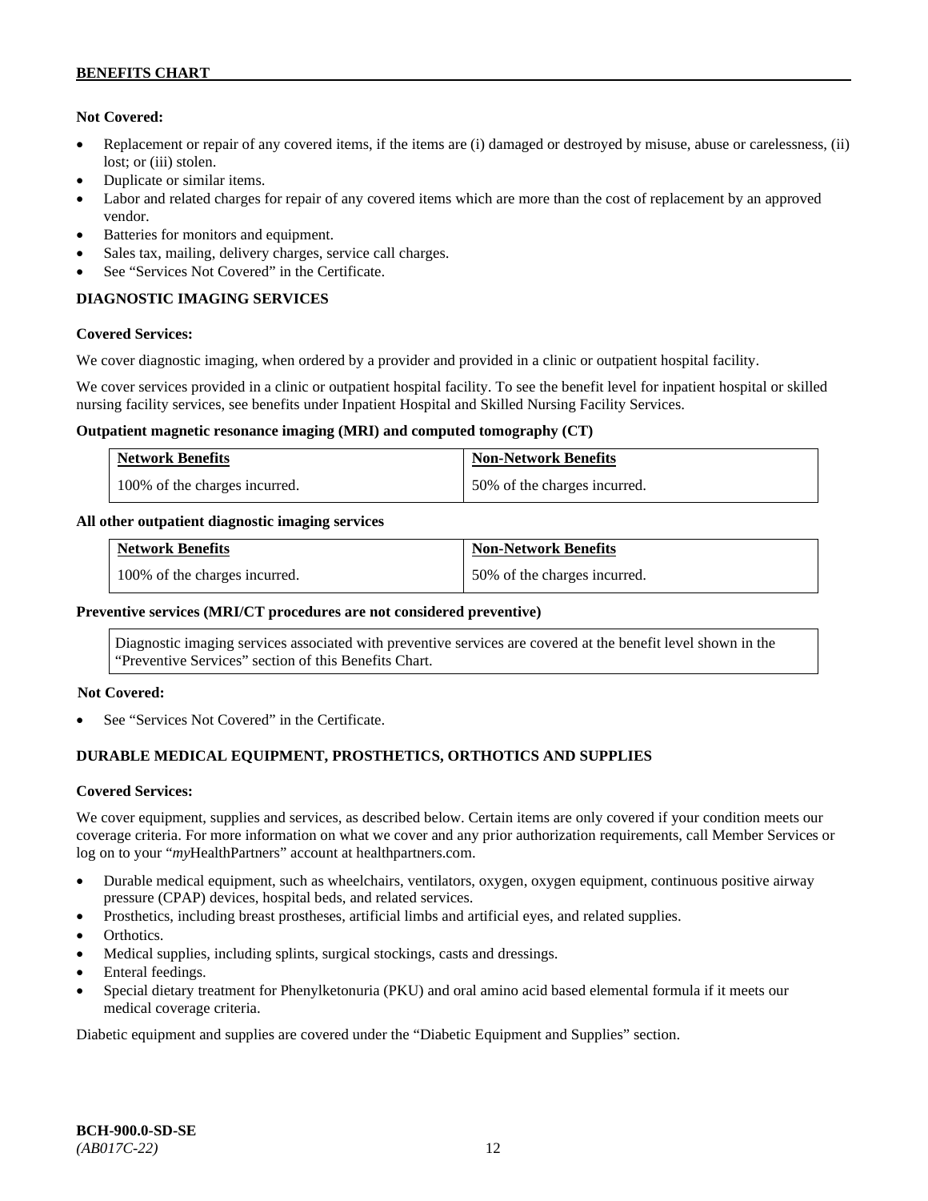**Not Covered:**

- Replacement or repair of any covered items, if the items are (i) damaged or destroyed by misuse, abuse or carelessness, (ii) lost; or (iii) stolen.
- Duplicate or similar items.
- Labor and related charges for repair of any covered items which are more than the cost of replacement by an approved vendor.
- Batteries for monitors and equipment.
- Sales tax, mailing, delivery charges, service call charges.
- See "Services Not Covered" in the Certificate.

## DIAGNOSTIC IMAGING SERVICES

**Covered Services:**

We cover diagnostic imaging, when ordered by a provider and provided in a clinic or outpatient hospital facility.

We cover services provided in a clinic or outpatient hospital facility. To see the benefit level for inpatient hospital or skilled nursing facility services, see benefits under Inpatient Hospital and Skilled Nursing Facility Services.

**Outpatient magnetic resonance imaging (MRI) and computed tomography (CT)**

| Network Benefits | Non-Network Benefits |
|---|---|
| 100% of the charges incurred. | 50% of the charges incurred. |

**All other outpatient diagnostic imaging services**

| Network Benefits | Non-Network Benefits |
|---|---|
| 100% of the charges incurred. | 50% of the charges incurred. |

**Preventive services (MRI/CT procedures are not considered preventive)**

Diagnostic imaging services associated with preventive services are covered at the benefit level shown in the "Preventive Services" section of this Benefits Chart.

**Not Covered:**

- See "Services Not Covered" in the Certificate.

## DURABLE MEDICAL EQUIPMENT, PROSTHETICS, ORTHOTICS AND SUPPLIES

**Covered Services:**

We cover equipment, supplies and services, as described below. Certain items are only covered if your condition meets our coverage criteria. For more information on what we cover and any prior authorization requirements, call Member Services or log on to your "*my*HealthPartners" account at healthpartners.com.

- Durable medical equipment, such as wheelchairs, ventilators, oxygen, oxygen equipment, continuous positive airway pressure (CPAP) devices, hospital beds, and related services.
- Prosthetics, including breast prostheses, artificial limbs and artificial eyes, and related supplies.
- Orthotics.
- Medical supplies, including splints, surgical stockings, casts and dressings.
- Enteral feedings.
- Special dietary treatment for Phenylketonuria (PKU) and oral amino acid based elemental formula if it meets our medical coverage criteria.

Diabetic equipment and supplies are covered under the "Diabetic Equipment and Supplies" section.

**BCH-900.0-SD-SE**
*(AB017C-22)*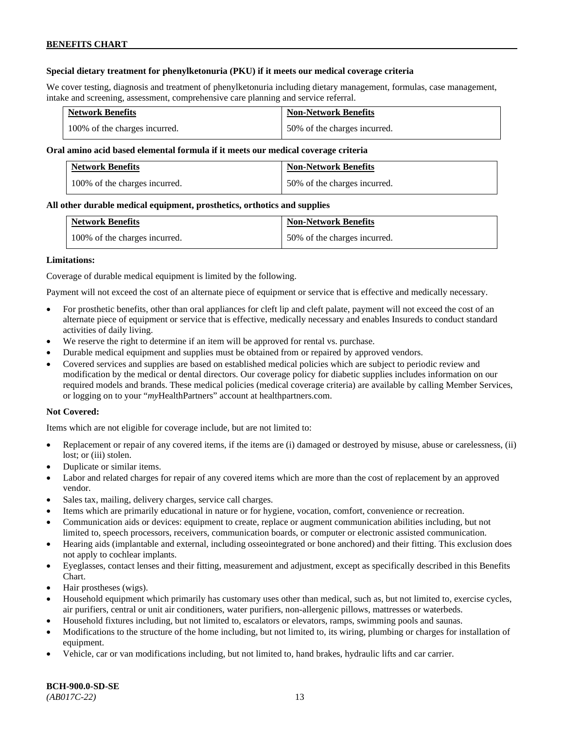**Special dietary treatment for phenylketonuria (PKU) if it meets our medical coverage criteria**

We cover testing, diagnosis and treatment of phenylketonuria including dietary management, formulas, case management, intake and screening, assessment, comprehensive care planning and service referral.

| Network Benefits | Non-Network Benefits |
|---|---|
| 100% of the charges incurred. | 50% of the charges incurred. |

**Oral amino acid based elemental formula if it meets our medical coverage criteria**

| Network Benefits | Non-Network Benefits |
|---|---|
| 100% of the charges incurred. | 50% of the charges incurred. |

**All other durable medical equipment, prosthetics, orthotics and supplies**

| Network Benefits | Non-Network Benefits |
|---|---|
| 100% of the charges incurred. | 50% of the charges incurred. |

**Limitations:**

Coverage of durable medical equipment is limited by the following.

Payment will not exceed the cost of an alternate piece of equipment or service that is effective and medically necessary.

- For prosthetic benefits, other than oral appliances for cleft lip and cleft palate, payment will not exceed the cost of an alternate piece of equipment or service that is effective, medically necessary and enables Insureds to conduct standard activities of daily living.
- We reserve the right to determine if an item will be approved for rental vs. purchase.
- Durable medical equipment and supplies must be obtained from or repaired by approved vendors.
- Covered services and supplies are based on established medical policies which are subject to periodic review and modification by the medical or dental directors. Our coverage policy for diabetic supplies includes information on our required models and brands. These medical policies (medical coverage criteria) are available by calling Member Services, or logging on to your "*my*HealthPartners" account at healthpartners.com.

**Not Covered:**

Items which are not eligible for coverage include, but are not limited to:

- Replacement or repair of any covered items, if the items are (i) damaged or destroyed by misuse, abuse or carelessness, (ii) lost; or (iii) stolen.
- Duplicate or similar items.
- Labor and related charges for repair of any covered items which are more than the cost of replacement by an approved vendor.
- Sales tax, mailing, delivery charges, service call charges.
- Items which are primarily educational in nature or for hygiene, vocation, comfort, convenience or recreation.
- Communication aids or devices: equipment to create, replace or augment communication abilities including, but not limited to, speech processors, receivers, communication boards, or computer or electronic assisted communication.
- Hearing aids (implantable and external, including osseointegrated or bone anchored) and their fitting. This exclusion does not apply to cochlear implants.
- Eyeglasses, contact lenses and their fitting, measurement and adjustment, except as specifically described in this Benefits Chart.
- Hair prostheses (wigs).
- Household equipment which primarily has customary uses other than medical, such as, but not limited to, exercise cycles, air purifiers, central or unit air conditioners, water purifiers, non-allergenic pillows, mattresses or waterbeds.
- Household fixtures including, but not limited to, escalators or elevators, ramps, swimming pools and saunas.
- Modifications to the structure of the home including, but not limited to, its wiring, plumbing or charges for installation of equipment.
- Vehicle, car or van modifications including, but not limited to, hand brakes, hydraulic lifts and car carrier.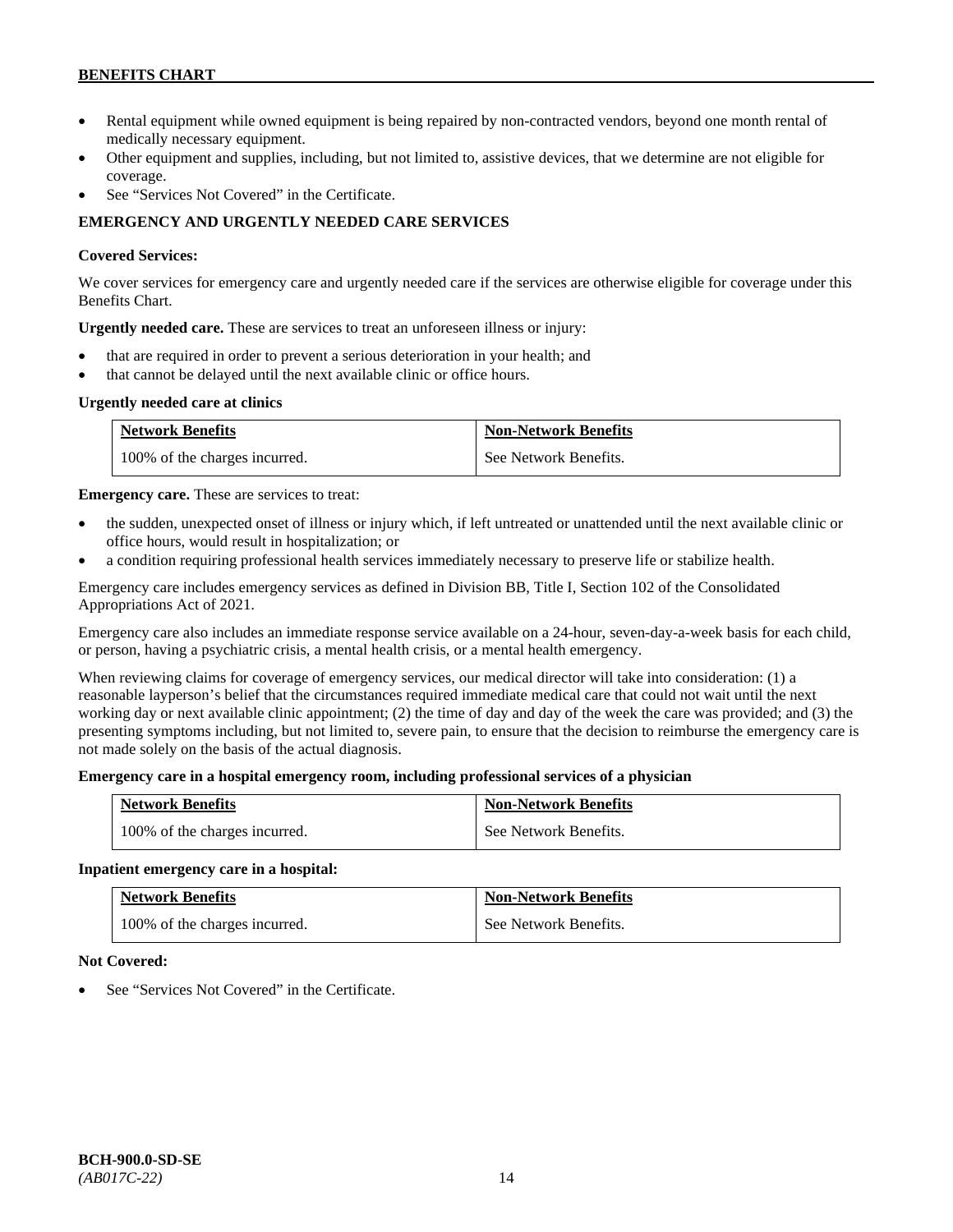- Rental equipment while owned equipment is being repaired by non-contracted vendors, beyond one month rental of medically necessary equipment.
- Other equipment and supplies, including, but not limited to, assistive devices, that we determine are not eligible for coverage.
- See "Services Not Covered" in the Certificate.

## EMERGENCY AND URGENTLY NEEDED CARE SERVICES

**Covered Services:**

We cover services for emergency care and urgently needed care if the services are otherwise eligible for coverage under this Benefits Chart.

**Urgently needed care.** These are services to treat an unforeseen illness or injury:

- that are required in order to prevent a serious deterioration in your health; and
- that cannot be delayed until the next available clinic or office hours.

**Urgently needed care at clinics**

| Network Benefits | Non-Network Benefits |
|---|---|
| 100% of the charges incurred. | See Network Benefits. |

**Emergency care.** These are services to treat:

- the sudden, unexpected onset of illness or injury which, if left untreated or unattended until the next available clinic or office hours, would result in hospitalization; or
- a condition requiring professional health services immediately necessary to preserve life or stabilize health.

Emergency care includes emergency services as defined in Division BB, Title I, Section 102 of the Consolidated Appropriations Act of 2021.

Emergency care also includes an immediate response service available on a 24-hour, seven-day-a-week basis for each child, or person, having a psychiatric crisis, a mental health crisis, or a mental health emergency.

When reviewing claims for coverage of emergency services, our medical director will take into consideration: (1) a reasonable layperson's belief that the circumstances required immediate medical care that could not wait until the next working day or next available clinic appointment; (2) the time of day and day of the week the care was provided; and (3) the presenting symptoms including, but not limited to, severe pain, to ensure that the decision to reimburse the emergency care is not made solely on the basis of the actual diagnosis.

**Emergency care in a hospital emergency room, including professional services of a physician**

| Network Benefits | Non-Network Benefits |
|---|---|
| 100% of the charges incurred. | See Network Benefits. |

**Inpatient emergency care in a hospital:**

| Network Benefits | Non-Network Benefits |
|---|---|
| 100% of the charges incurred. | See Network Benefits. |

**Not Covered:**

- See "Services Not Covered" in the Certificate.

BCH-900.0-SD-SE
*(AB017C-22)*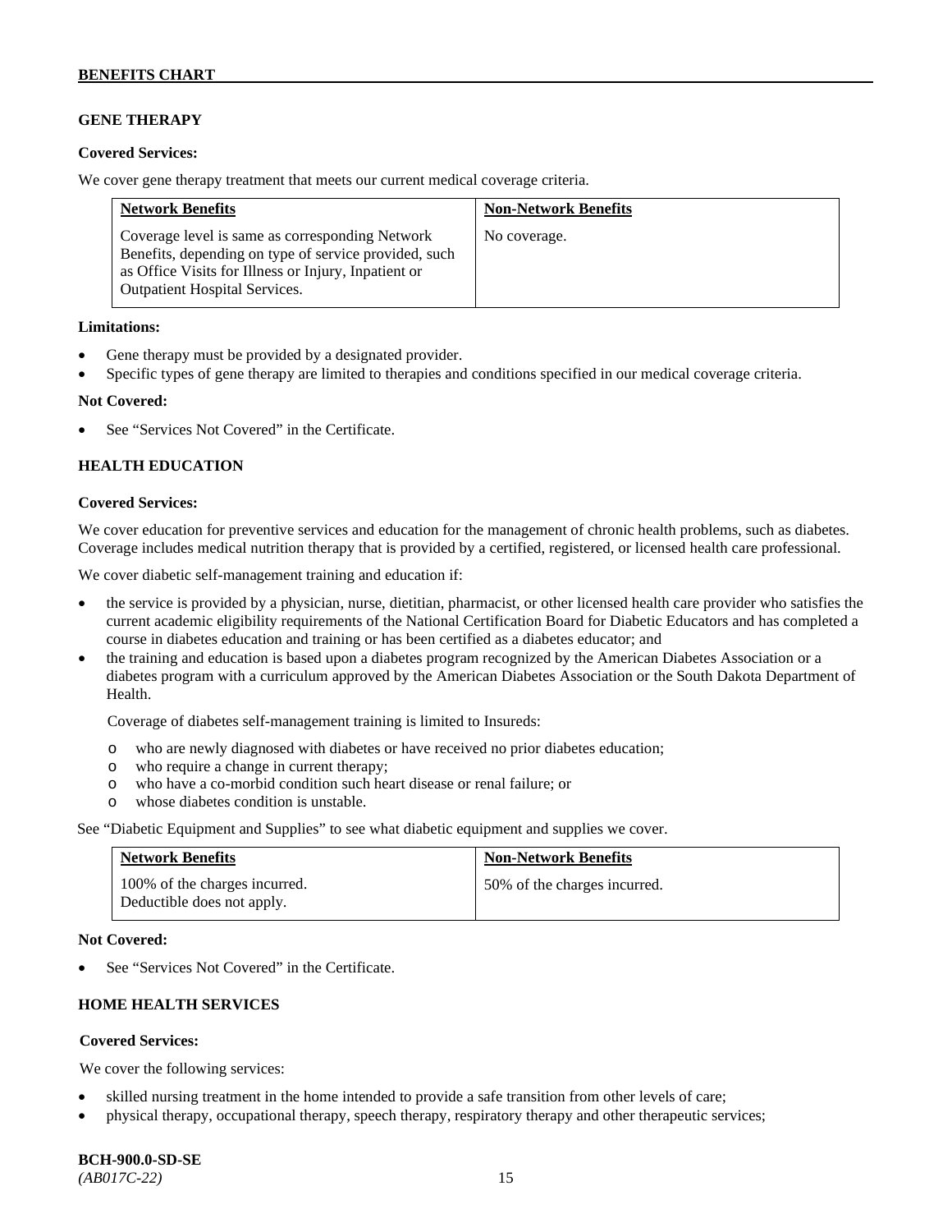## GENE THERAPY

**Covered Services:**

We cover gene therapy treatment that meets our current medical coverage criteria.

| Network Benefits | Non-Network Benefits |
| --- | --- |
| Coverage level is same as corresponding Network Benefits, depending on type of service provided, such as Office Visits for Illness or Injury, Inpatient or Outpatient Hospital Services. | No coverage. |

**Limitations:**

- Gene therapy must be provided by a designated provider.
- Specific types of gene therapy are limited to therapies and conditions specified in our medical coverage criteria.

**Not Covered:**

- See "Services Not Covered" in the Certificate.

## HEALTH EDUCATION

**Covered Services:**

We cover education for preventive services and education for the management of chronic health problems, such as diabetes. Coverage includes medical nutrition therapy that is provided by a certified, registered, or licensed health care professional.

We cover diabetic self-management training and education if:

- the service is provided by a physician, nurse, dietitian, pharmacist, or other licensed health care provider who satisfies the current academic eligibility requirements of the National Certification Board for Diabetic Educators and has completed a course in diabetes education and training or has been certified as a diabetes educator; and
- the training and education is based upon a diabetes program recognized by the American Diabetes Association or a diabetes program with a curriculum approved by the American Diabetes Association or the South Dakota Department of Health.

  Coverage of diabetes self-management training is limited to Insureds:

  - who are newly diagnosed with diabetes or have received no prior diabetes education;
  - who require a change in current therapy;
  - who have a co-morbid condition such heart disease or renal failure; or
  - whose diabetes condition is unstable.

See "Diabetic Equipment and Supplies" to see what diabetic equipment and supplies we cover.

| Network Benefits | Non-Network Benefits |
| --- | --- |
| 100% of the charges incurred. Deductible does not apply. | 50% of the charges incurred. |

**Not Covered:**

- See "Services Not Covered" in the Certificate.

## HOME HEALTH SERVICES

**Covered Services:**

We cover the following services:

- skilled nursing treatment in the home intended to provide a safe transition from other levels of care;
- physical therapy, occupational therapy, speech therapy, respiratory therapy and other therapeutic services;

BCH-900.0-SD-SE
*(AB017C-22)*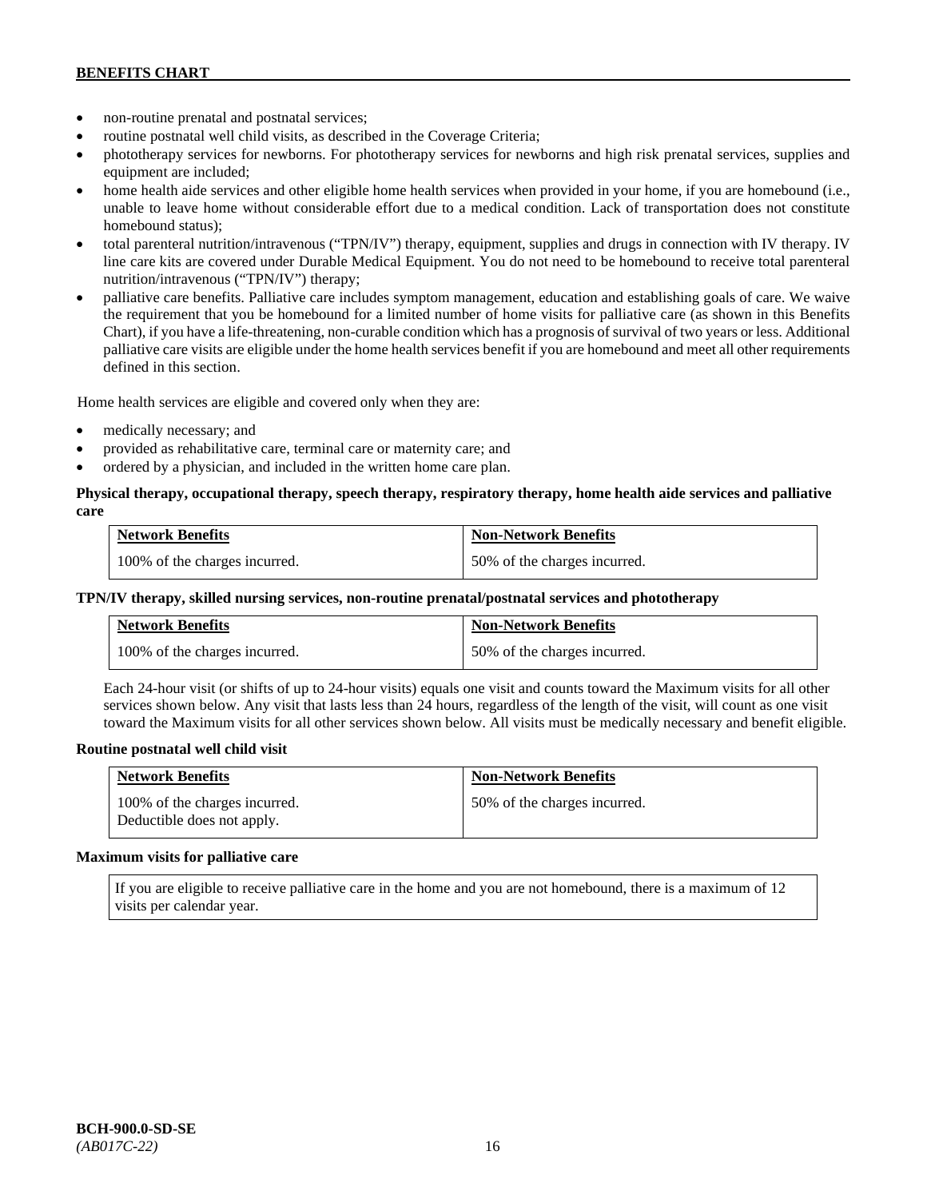- non-routine prenatal and postnatal services;
- routine postnatal well child visits, as described in the Coverage Criteria;
- phototherapy services for newborns. For phototherapy services for newborns and high risk prenatal services, supplies and equipment are included;
- home health aide services and other eligible home health services when provided in your home, if you are homebound (i.e., unable to leave home without considerable effort due to a medical condition. Lack of transportation does not constitute homebound status);
- total parenteral nutrition/intravenous ("TPN/IV") therapy, equipment, supplies and drugs in connection with IV therapy. IV line care kits are covered under Durable Medical Equipment. You do not need to be homebound to receive total parenteral nutrition/intravenous ("TPN/IV") therapy;
- palliative care benefits. Palliative care includes symptom management, education and establishing goals of care. We waive the requirement that you be homebound for a limited number of home visits for palliative care (as shown in this Benefits Chart), if you have a life-threatening, non-curable condition which has a prognosis of survival of two years or less. Additional palliative care visits are eligible under the home health services benefit if you are homebound and meet all other requirements defined in this section.

Home health services are eligible and covered only when they are:

- medically necessary; and
- provided as rehabilitative care, terminal care or maternity care; and
- ordered by a physician, and included in the written home care plan.

**Physical therapy, occupational therapy, speech therapy, respiratory therapy, home health aide services and palliative care**

| Network Benefits | Non-Network Benefits |
|---|---|
| 100% of the charges incurred. | 50% of the charges incurred. |

**TPN/IV therapy, skilled nursing services, non-routine prenatal/postnatal services and phototherapy**

| Network Benefits | Non-Network Benefits |
|---|---|
| 100% of the charges incurred. | 50% of the charges incurred. |

Each 24-hour visit (or shifts of up to 24-hour visits) equals one visit and counts toward the Maximum visits for all other services shown below. Any visit that lasts less than 24 hours, regardless of the length of the visit, will count as one visit toward the Maximum visits for all other services shown below. All visits must be medically necessary and benefit eligible.

**Routine postnatal well child visit**

| Network Benefits | Non-Network Benefits |
|---|---|
| 100% of the charges incurred. Deductible does not apply. | 50% of the charges incurred. |

**Maximum visits for palliative care**

| If you are eligible to receive palliative care in the home and you are not homebound, there is a maximum of 12 visits per calendar year. |
|---|

BCH-900.0-SD-SE
*(AB017C-22)*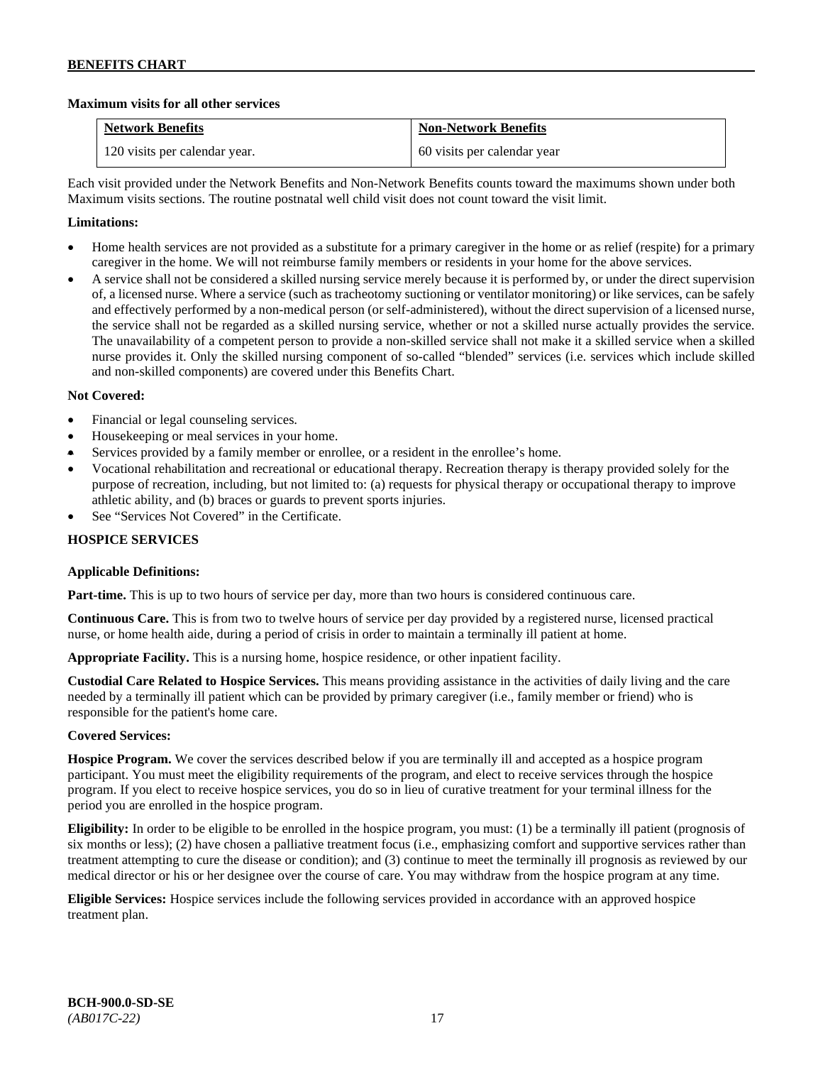**Maximum visits for all other services**

| Network Benefits | Non-Network Benefits |
| --- | --- |
| 120 visits per calendar year. | 60 visits per calendar year |

Each visit provided under the Network Benefits and Non-Network Benefits counts toward the maximums shown under both Maximum visits sections. The routine postnatal well child visit does not count toward the visit limit.

**Limitations:**

- Home health services are not provided as a substitute for a primary caregiver in the home or as relief (respite) for a primary caregiver in the home. We will not reimburse family members or residents in your home for the above services.
- A service shall not be considered a skilled nursing service merely because it is performed by, or under the direct supervision of, a licensed nurse. Where a service (such as tracheotomy suctioning or ventilator monitoring) or like services, can be safely and effectively performed by a non-medical person (or self-administered), without the direct supervision of a licensed nurse, the service shall not be regarded as a skilled nursing service, whether or not a skilled nurse actually provides the service. The unavailability of a competent person to provide a non-skilled service shall not make it a skilled service when a skilled nurse provides it. Only the skilled nursing component of so-called "blended" services (i.e. services which include skilled and non-skilled components) are covered under this Benefits Chart.

**Not Covered:**

- Financial or legal counseling services.
- Housekeeping or meal services in your home.
- Services provided by a family member or enrollee, or a resident in the enrollee's home.
- Vocational rehabilitation and recreational or educational therapy. Recreation therapy is therapy provided solely for the purpose of recreation, including, but not limited to: (a) requests for physical therapy or occupational therapy to improve athletic ability, and (b) braces or guards to prevent sports injuries.
- See "Services Not Covered" in the Certificate.

## HOSPICE SERVICES

**Applicable Definitions:**

**Part-time.** This is up to two hours of service per day, more than two hours is considered continuous care.

**Continuous Care.** This is from two to twelve hours of service per day provided by a registered nurse, licensed practical nurse, or home health aide, during a period of crisis in order to maintain a terminally ill patient at home.

**Appropriate Facility.** This is a nursing home, hospice residence, or other inpatient facility.

**Custodial Care Related to Hospice Services.** This means providing assistance in the activities of daily living and the care needed by a terminally ill patient which can be provided by primary caregiver (i.e., family member or friend) who is responsible for the patient's home care.

**Covered Services:**

**Hospice Program.** We cover the services described below if you are terminally ill and accepted as a hospice program participant. You must meet the eligibility requirements of the program, and elect to receive services through the hospice program. If you elect to receive hospice services, you do so in lieu of curative treatment for your terminal illness for the period you are enrolled in the hospice program.

**Eligibility:** In order to be eligible to be enrolled in the hospice program, you must: (1) be a terminally ill patient (prognosis of six months or less); (2) have chosen a palliative treatment focus (i.e., emphasizing comfort and supportive services rather than treatment attempting to cure the disease or condition); and (3) continue to meet the terminally ill prognosis as reviewed by our medical director or his or her designee over the course of care. You may withdraw from the hospice program at any time.

**Eligible Services:** Hospice services include the following services provided in accordance with an approved hospice treatment plan.

**BCH-900.0-SD-SE**
*(AB017C-22)*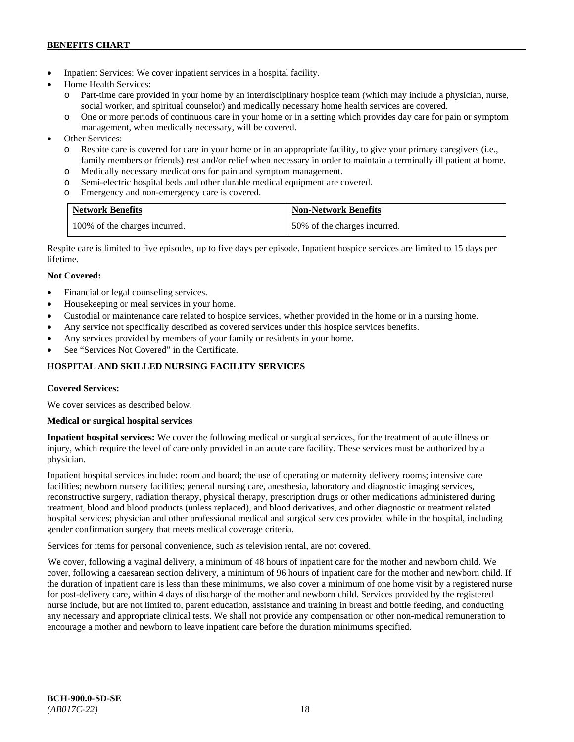- Inpatient Services: We cover inpatient services in a hospital facility.
- Home Health Services:
  - Part-time care provided in your home by an interdisciplinary hospice team (which may include a physician, nurse, social worker, and spiritual counselor) and medically necessary home health services are covered.
  - One or more periods of continuous care in your home or in a setting which provides day care for pain or symptom management, when medically necessary, will be covered.
- Other Services:
  - Respite care is covered for care in your home or in an appropriate facility, to give your primary caregivers (i.e., family members or friends) rest and/or relief when necessary in order to maintain a terminally ill patient at home.
  - Medically necessary medications for pain and symptom management.
  - Semi-electric hospital beds and other durable medical equipment are covered.
  - Emergency and non-emergency care is covered.

| Network Benefits | Non-Network Benefits |
|---|---|
| 100% of the charges incurred. | 50% of the charges incurred. |

Respite care is limited to five episodes, up to five days per episode. Inpatient hospice services are limited to 15 days per lifetime.

**Not Covered:**

- Financial or legal counseling services.
- Housekeeping or meal services in your home.
- Custodial or maintenance care related to hospice services, whether provided in the home or in a nursing home.
- Any service not specifically described as covered services under this hospice services benefits.
- Any services provided by members of your family or residents in your home.
- See "Services Not Covered" in the Certificate.

## HOSPITAL AND SKILLED NURSING FACILITY SERVICES

**Covered Services:**

We cover services as described below.

**Medical or surgical hospital services**

**Inpatient hospital services:** We cover the following medical or surgical services, for the treatment of acute illness or injury, which require the level of care only provided in an acute care facility. These services must be authorized by a physician.

Inpatient hospital services include: room and board; the use of operating or maternity delivery rooms; intensive care facilities; newborn nursery facilities; general nursing care, anesthesia, laboratory and diagnostic imaging services, reconstructive surgery, radiation therapy, physical therapy, prescription drugs or other medications administered during treatment, blood and blood products (unless replaced), and blood derivatives, and other diagnostic or treatment related hospital services; physician and other professional medical and surgical services provided while in the hospital, including gender confirmation surgery that meets medical coverage criteria.

Services for items for personal convenience, such as television rental, are not covered.

We cover, following a vaginal delivery, a minimum of 48 hours of inpatient care for the mother and newborn child. We cover, following a caesarean section delivery, a minimum of 96 hours of inpatient care for the mother and newborn child. If the duration of inpatient care is less than these minimums, we also cover a minimum of one home visit by a registered nurse for post-delivery care, within 4 days of discharge of the mother and newborn child. Services provided by the registered nurse include, but are not limited to, parent education, assistance and training in breast and bottle feeding, and conducting any necessary and appropriate clinical tests. We shall not provide any compensation or other non-medical remuneration to encourage a mother and newborn to leave inpatient care before the duration minimums specified.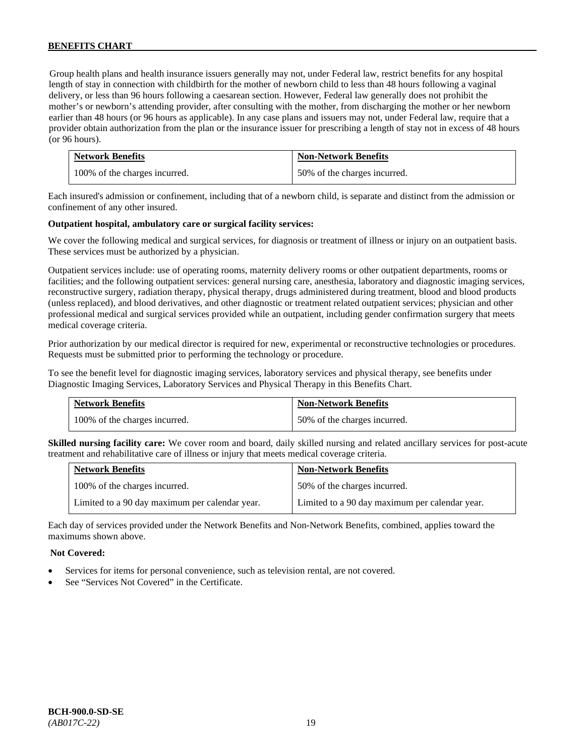Group health plans and health insurance issuers generally may not, under Federal law, restrict benefits for any hospital length of stay in connection with childbirth for the mother of newborn child to less than 48 hours following a vaginal delivery, or less than 96 hours following a caesarean section. However, Federal law generally does not prohibit the mother's or newborn's attending provider, after consulting with the mother, from discharging the mother or her newborn earlier than 48 hours (or 96 hours as applicable). In any case plans and issuers may not, under Federal law, require that a provider obtain authorization from the plan or the insurance issuer for prescribing a length of stay not in excess of 48 hours (or 96 hours).

| Network Benefits | Non-Network Benefits |
| --- | --- |
| 100% of the charges incurred. | 50% of the charges incurred. |

Each insured's admission or confinement, including that of a newborn child, is separate and distinct from the admission or confinement of any other insured.

**Outpatient hospital, ambulatory care or surgical facility services:**

We cover the following medical and surgical services, for diagnosis or treatment of illness or injury on an outpatient basis. These services must be authorized by a physician.

Outpatient services include: use of operating rooms, maternity delivery rooms or other outpatient departments, rooms or facilities; and the following outpatient services: general nursing care, anesthesia, laboratory and diagnostic imaging services, reconstructive surgery, radiation therapy, physical therapy, drugs administered during treatment, blood and blood products (unless replaced), and blood derivatives, and other diagnostic or treatment related outpatient services; physician and other professional medical and surgical services provided while an outpatient, including gender confirmation surgery that meets medical coverage criteria.

Prior authorization by our medical director is required for new, experimental or reconstructive technologies or procedures. Requests must be submitted prior to performing the technology or procedure.

To see the benefit level for diagnostic imaging services, laboratory services and physical therapy, see benefits under Diagnostic Imaging Services, Laboratory Services and Physical Therapy in this Benefits Chart.

| Network Benefits | Non-Network Benefits |
| --- | --- |
| 100% of the charges incurred. | 50% of the charges incurred. |

**Skilled nursing facility care:** We cover room and board, daily skilled nursing and related ancillary services for post-acute treatment and rehabilitative care of illness or injury that meets medical coverage criteria.

| Network Benefits | Non-Network Benefits |
| --- | --- |
| 100% of the charges incurred. | 50% of the charges incurred. |
| Limited to a 90 day maximum per calendar year. | Limited to a 90 day maximum per calendar year. |

Each day of services provided under the Network Benefits and Non-Network Benefits, combined, applies toward the maximums shown above.

**Not Covered:**

- Services for items for personal convenience, such as television rental, are not covered.
- See "Services Not Covered" in the Certificate.

**BCH-900.0-SD-SE**
*(AB017C-22)*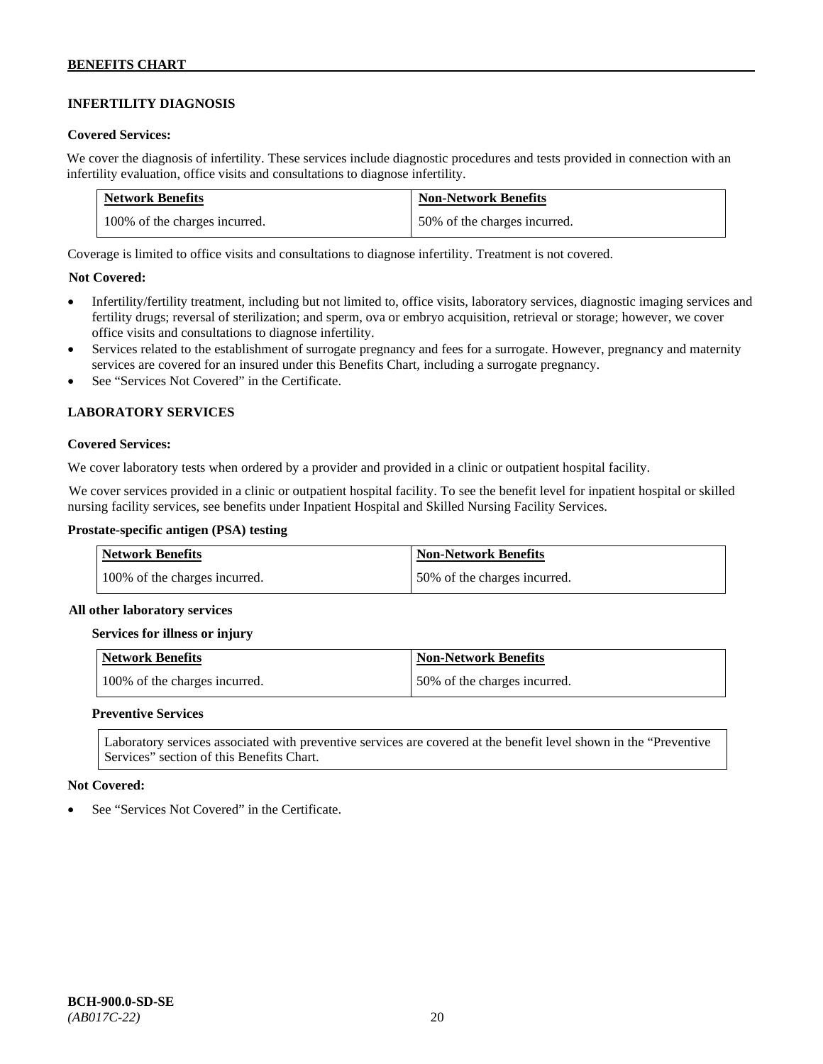## INFERTILITY DIAGNOSIS

**Covered Services:**

We cover the diagnosis of infertility. These services include diagnostic procedures and tests provided in connection with an infertility evaluation, office visits and consultations to diagnose infertility.

| Network Benefits | Non-Network Benefits |
|---|---|
| 100% of the charges incurred. | 50% of the charges incurred. |

Coverage is limited to office visits and consultations to diagnose infertility. Treatment is not covered.

**Not Covered:**

- Infertility/fertility treatment, including but not limited to, office visits, laboratory services, diagnostic imaging services and fertility drugs; reversal of sterilization; and sperm, ova or embryo acquisition, retrieval or storage; however, we cover office visits and consultations to diagnose infertility.
- Services related to the establishment of surrogate pregnancy and fees for a surrogate. However, pregnancy and maternity services are covered for an insured under this Benefits Chart, including a surrogate pregnancy.
- See "Services Not Covered" in the Certificate.

## LABORATORY SERVICES

**Covered Services:**

We cover laboratory tests when ordered by a provider and provided in a clinic or outpatient hospital facility.

We cover services provided in a clinic or outpatient hospital facility. To see the benefit level for inpatient hospital or skilled nursing facility services, see benefits under Inpatient Hospital and Skilled Nursing Facility Services.

**Prostate-specific antigen (PSA) testing**

| Network Benefits | Non-Network Benefits |
|---|---|
| 100% of the charges incurred. | 50% of the charges incurred. |

**All other laboratory services**

**Services for illness or injury**

| Network Benefits | Non-Network Benefits |
|---|---|
| 100% of the charges incurred. | 50% of the charges incurred. |

**Preventive Services**

Laboratory services associated with preventive services are covered at the benefit level shown in the "Preventive Services" section of this Benefits Chart.

**Not Covered:**

- See "Services Not Covered" in the Certificate.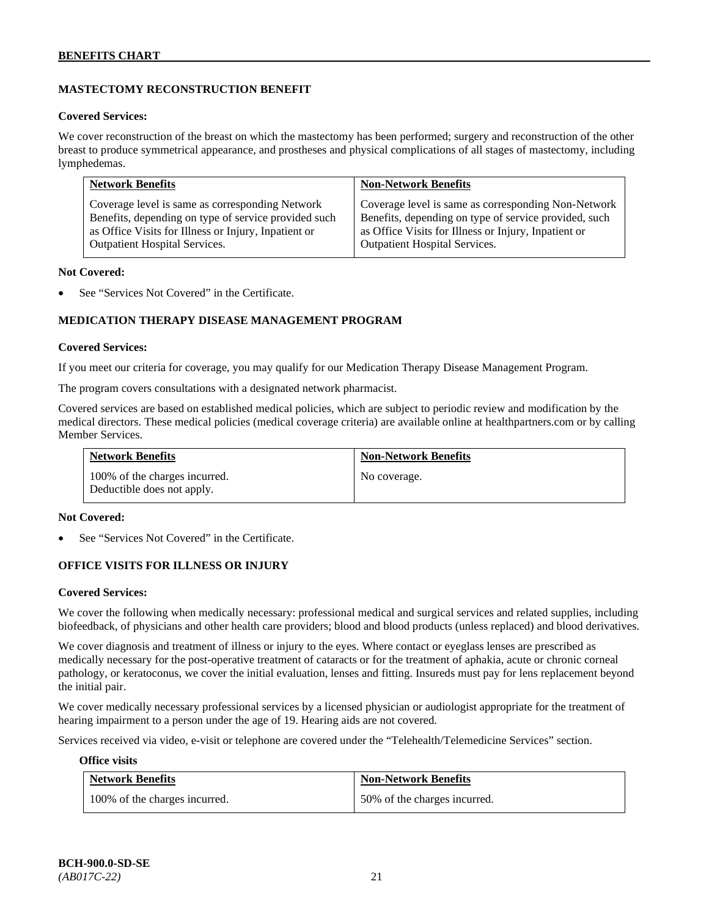## MASTECTOMY RECONSTRUCTION BENEFIT

**Covered Services:**

We cover reconstruction of the breast on which the mastectomy has been performed; surgery and reconstruction of the other breast to produce symmetrical appearance, and prostheses and physical complications of all stages of mastectomy, including lymphedemas.

| Network Benefits | Non-Network Benefits |
|---|---|
| Coverage level is same as corresponding Network Benefits, depending on type of service provided such as Office Visits for Illness or Injury, Inpatient or Outpatient Hospital Services. | Coverage level is same as corresponding Non-Network Benefits, depending on type of service provided, such as Office Visits for Illness or Injury, Inpatient or Outpatient Hospital Services. |

**Not Covered:**

- See "Services Not Covered" in the Certificate.

## MEDICATION THERAPY DISEASE MANAGEMENT PROGRAM

**Covered Services:**

If you meet our criteria for coverage, you may qualify for our Medication Therapy Disease Management Program.

The program covers consultations with a designated network pharmacist.

Covered services are based on established medical policies, which are subject to periodic review and modification by the medical directors. These medical policies (medical coverage criteria) are available online at healthpartners.com or by calling Member Services.

| Network Benefits | Non-Network Benefits |
|---|---|
| 100% of the charges incurred. Deductible does not apply. | No coverage. |

**Not Covered:**

- See "Services Not Covered" in the Certificate.

## OFFICE VISITS FOR ILLNESS OR INJURY

**Covered Services:**

We cover the following when medically necessary: professional medical and surgical services and related supplies, including biofeedback, of physicians and other health care providers; blood and blood products (unless replaced) and blood derivatives.

We cover diagnosis and treatment of illness or injury to the eyes. Where contact or eyeglass lenses are prescribed as medically necessary for the post-operative treatment of cataracts or for the treatment of aphakia, acute or chronic corneal pathology, or keratoconus, we cover the initial evaluation, lenses and fitting. Insureds must pay for lens replacement beyond the initial pair.

We cover medically necessary professional services by a licensed physician or audiologist appropriate for the treatment of hearing impairment to a person under the age of 19. Hearing aids are not covered.

Services received via video, e-visit or telephone are covered under the "Telehealth/Telemedicine Services" section.

**Office visits**

| Network Benefits | Non-Network Benefits |
|---|---|
| 100% of the charges incurred. | 50% of the charges incurred. |

**BCH-900.0-SD-SE**
*(AB017C-22)*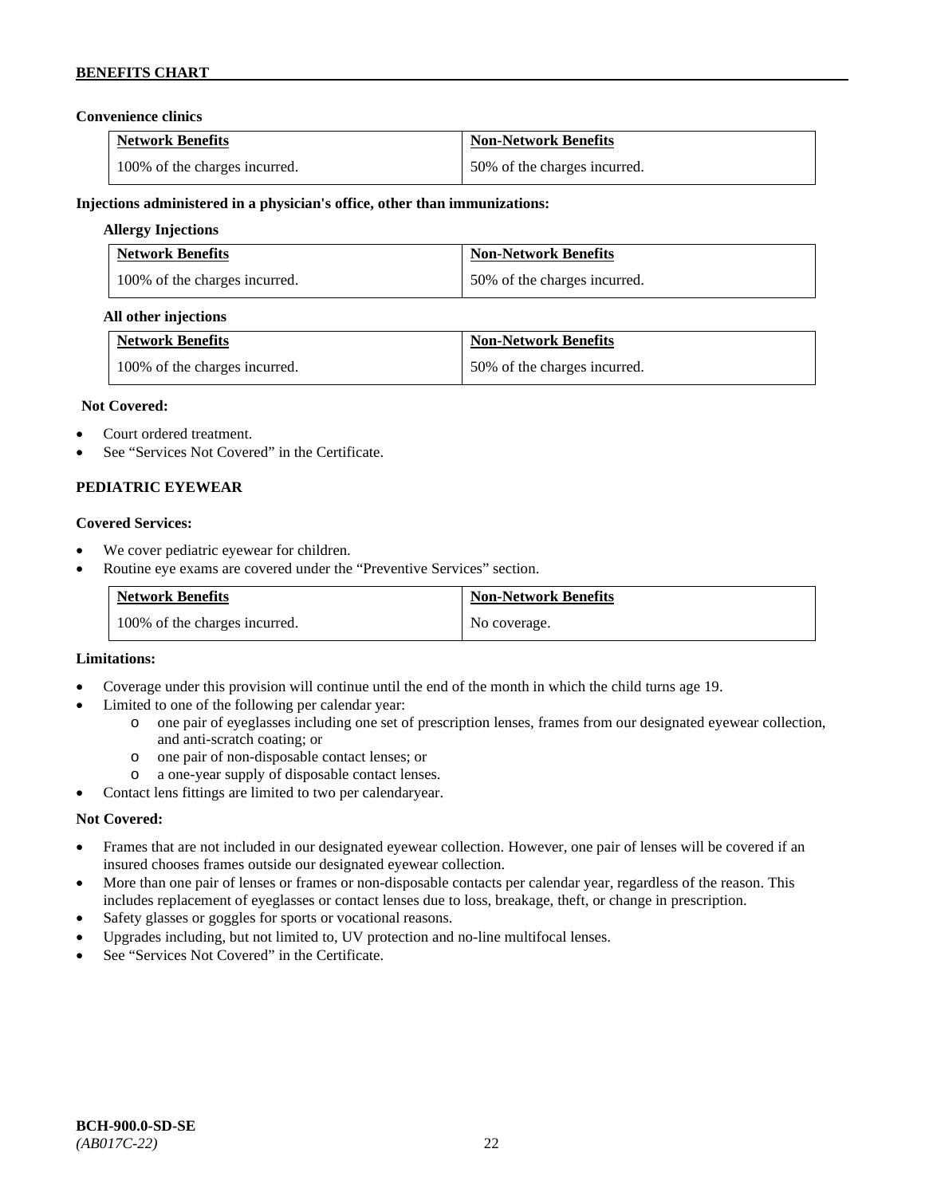**Convenience clinics**

| Network Benefits | Non-Network Benefits |
|---|---|
| 100% of the charges incurred. | 50% of the charges incurred. |

**Injections administered in a physician's office, other than immunizations:**

**Allergy Injections**

| Network Benefits | Non-Network Benefits |
|---|---|
| 100% of the charges incurred. | 50% of the charges incurred. |

**All other injections**

| Network Benefits | Non-Network Benefits |
|---|---|
| 100% of the charges incurred. | 50% of the charges incurred. |

**Not Covered:**

- Court ordered treatment.
- See "Services Not Covered" in the Certificate.

**PEDIATRIC EYEWEAR**

**Covered Services:**

- We cover pediatric eyewear for children.
- Routine eye exams are covered under the "Preventive Services" section.

| Network Benefits | Non-Network Benefits |
|---|---|
| 100% of the charges incurred. | No coverage. |

**Limitations:**

- Coverage under this provision will continue until the end of the month in which the child turns age 19.
- Limited to one of the following per calendar year:
  - one pair of eyeglasses including one set of prescription lenses, frames from our designated eyewear collection, and anti-scratch coating; or
  - one pair of non-disposable contact lenses; or
  - a one-year supply of disposable contact lenses.
- Contact lens fittings are limited to two per calendaryear.

**Not Covered:**

- Frames that are not included in our designated eyewear collection. However, one pair of lenses will be covered if an insured chooses frames outside our designated eyewear collection.
- More than one pair of lenses or frames or non-disposable contacts per calendar year, regardless of the reason. This includes replacement of eyeglasses or contact lenses due to loss, breakage, theft, or change in prescription.
- Safety glasses or goggles for sports or vocational reasons.
- Upgrades including, but not limited to, UV protection and no-line multifocal lenses.
- See "Services Not Covered" in the Certificate.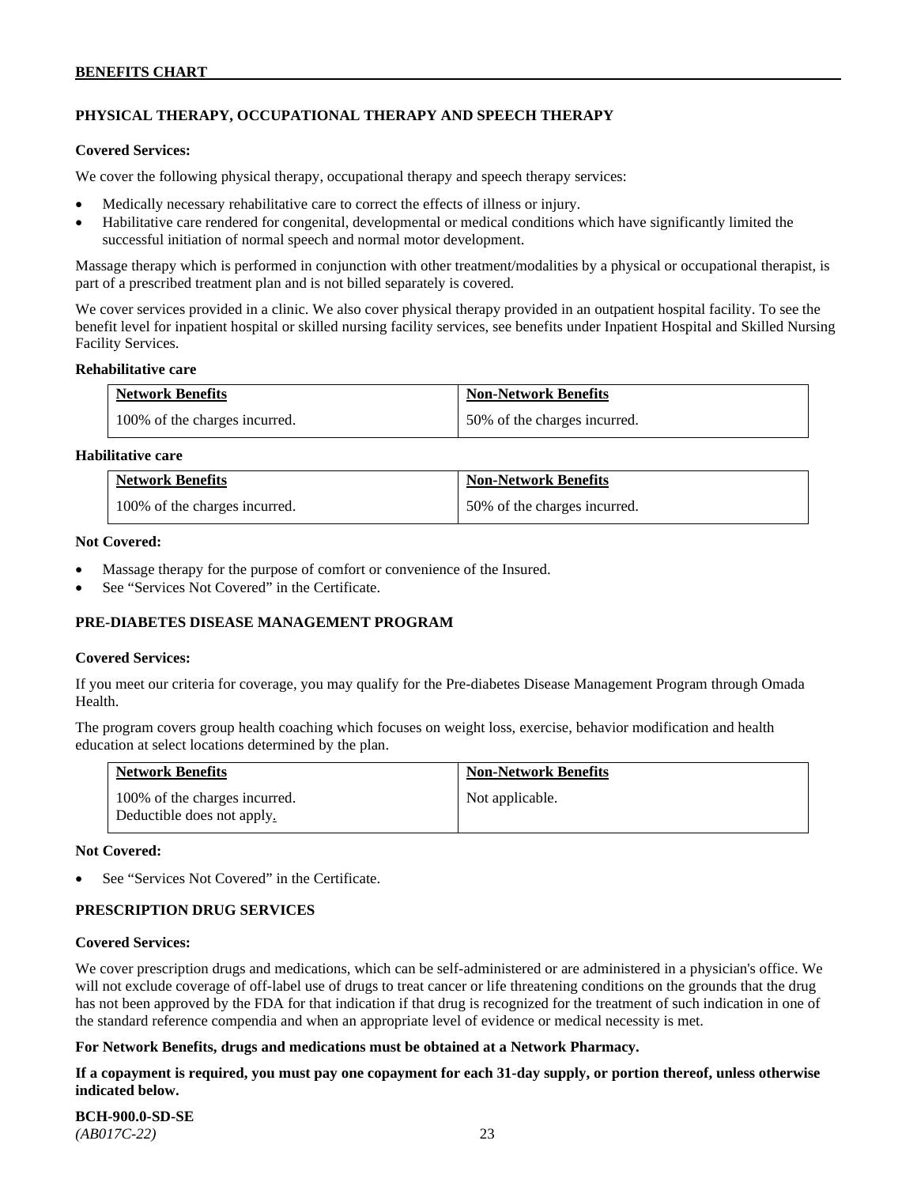## PHYSICAL THERAPY, OCCUPATIONAL THERAPY AND SPEECH THERAPY

**Covered Services:**

We cover the following physical therapy, occupational therapy and speech therapy services:

- Medically necessary rehabilitative care to correct the effects of illness or injury.
- Habilitative care rendered for congenital, developmental or medical conditions which have significantly limited the successful initiation of normal speech and normal motor development.

Massage therapy which is performed in conjunction with other treatment/modalities by a physical or occupational therapist, is part of a prescribed treatment plan and is not billed separately is covered.

We cover services provided in a clinic. We also cover physical therapy provided in an outpatient hospital facility. To see the benefit level for inpatient hospital or skilled nursing facility services, see benefits under Inpatient Hospital and Skilled Nursing Facility Services.

**Rehabilitative care**

| Network Benefits | Non-Network Benefits |
|---|---|
| 100% of the charges incurred. | 50% of the charges incurred. |

**Habilitative care**

| Network Benefits | Non-Network Benefits |
|---|---|
| 100% of the charges incurred. | 50% of the charges incurred. |

**Not Covered:**

- Massage therapy for the purpose of comfort or convenience of the Insured.
- See "Services Not Covered" in the Certificate.

## PRE-DIABETES DISEASE MANAGEMENT PROGRAM

**Covered Services:**

If you meet our criteria for coverage, you may qualify for the Pre-diabetes Disease Management Program through Omada Health.

The program covers group health coaching which focuses on weight loss, exercise, behavior modification and health education at select locations determined by the plan.

| Network Benefits | Non-Network Benefits |
|---|---|
| 100% of the charges incurred.<br>Deductible does not apply. | Not applicable. |

**Not Covered:**

- See "Services Not Covered" in the Certificate.

## PRESCRIPTION DRUG SERVICES

**Covered Services:**

We cover prescription drugs and medications, which can be self-administered or are administered in a physician's office. We will not exclude coverage of off-label use of drugs to treat cancer or life threatening conditions on the grounds that the drug has not been approved by the FDA for that indication if that drug is recognized for the treatment of such indication in one of the standard reference compendia and when an appropriate level of evidence or medical necessity is met.

**For Network Benefits, drugs and medications must be obtained at a Network Pharmacy.**

**If a copayment is required, you must pay one copayment for each 31-day supply, or portion thereof, unless otherwise indicated below.**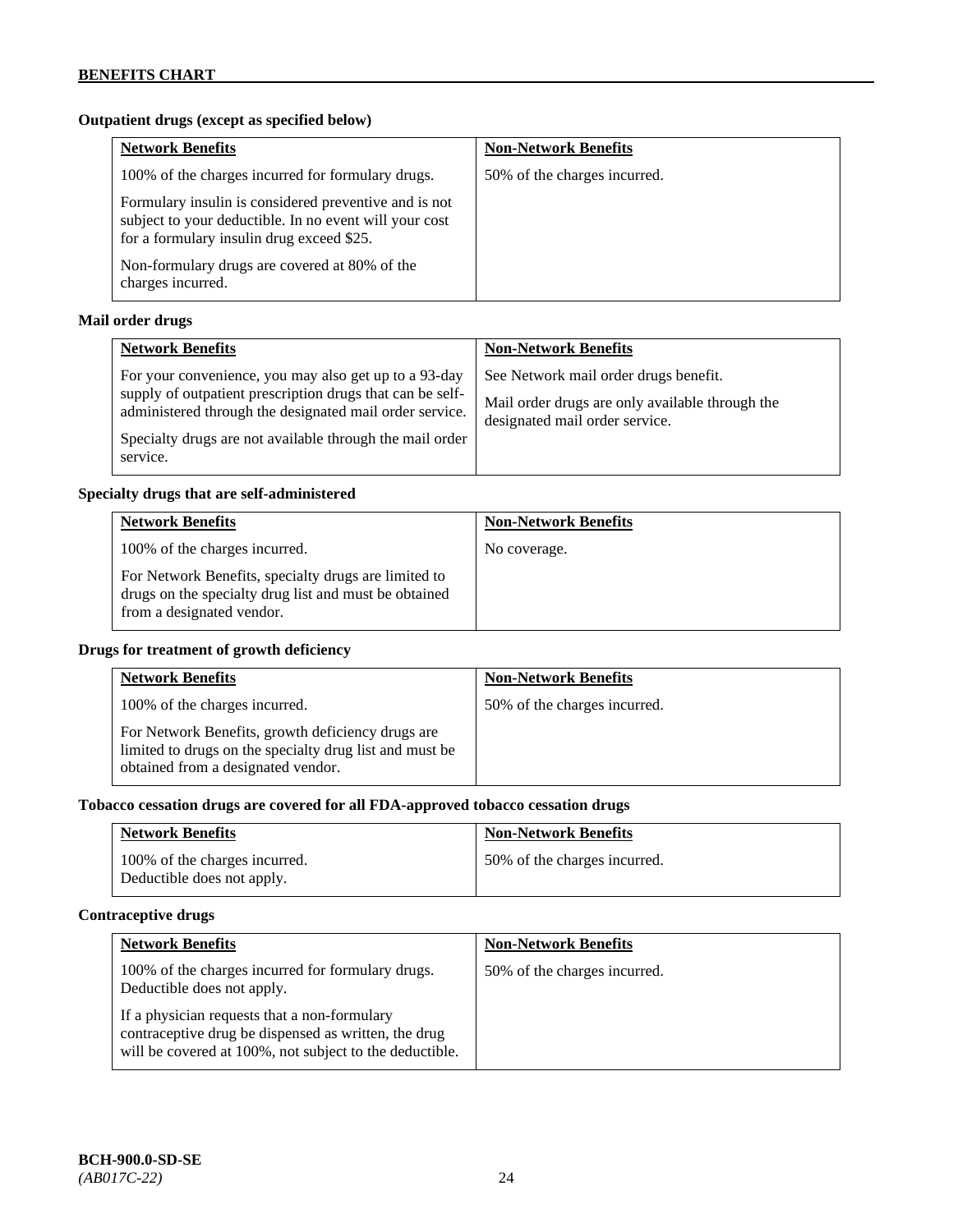## BENEFITS CHART

### Outpatient drugs (except as specified below)

| Network Benefits | Non-Network Benefits |
|---|---|
| 100% of the charges incurred for formulary drugs.<br><br>Formulary insulin is considered preventive and is not subject to your deductible. In no event will your cost for a formulary insulin drug exceed $25.<br><br>Non-formulary drugs are covered at 80% of the charges incurred. | 50% of the charges incurred. |

### Mail order drugs

| Network Benefits | Non-Network Benefits |
|---|---|
| For your convenience, you may also get up to a 93-day supply of outpatient prescription drugs that can be self-administered through the designated mail order service.<br><br>Specialty drugs are not available through the mail order service. | See Network mail order drugs benefit.<br><br>Mail order drugs are only available through the designated mail order service. |

### Specialty drugs that are self-administered

| Network Benefits | Non-Network Benefits |
|---|---|
| 100% of the charges incurred.<br><br>For Network Benefits, specialty drugs are limited to drugs on the specialty drug list and must be obtained from a designated vendor. | No coverage. |

### Drugs for treatment of growth deficiency

| Network Benefits | Non-Network Benefits |
|---|---|
| 100% of the charges incurred.<br><br>For Network Benefits, growth deficiency drugs are limited to drugs on the specialty drug list and must be obtained from a designated vendor. | 50% of the charges incurred. |

### Tobacco cessation drugs are covered for all FDA-approved tobacco cessation drugs

| Network Benefits | Non-Network Benefits |
|---|---|
| 100% of the charges incurred.<br>Deductible does not apply. | 50% of the charges incurred. |

### Contraceptive drugs

| Network Benefits | Non-Network Benefits |
|---|---|
| 100% of the charges incurred for formulary drugs. Deductible does not apply.<br><br>If a physician requests that a non-formulary contraceptive drug be dispensed as written, the drug will be covered at 100%, not subject to the deductible. | 50% of the charges incurred. |

**BCH-900.0-SD-SE**
*(AB017C-22)*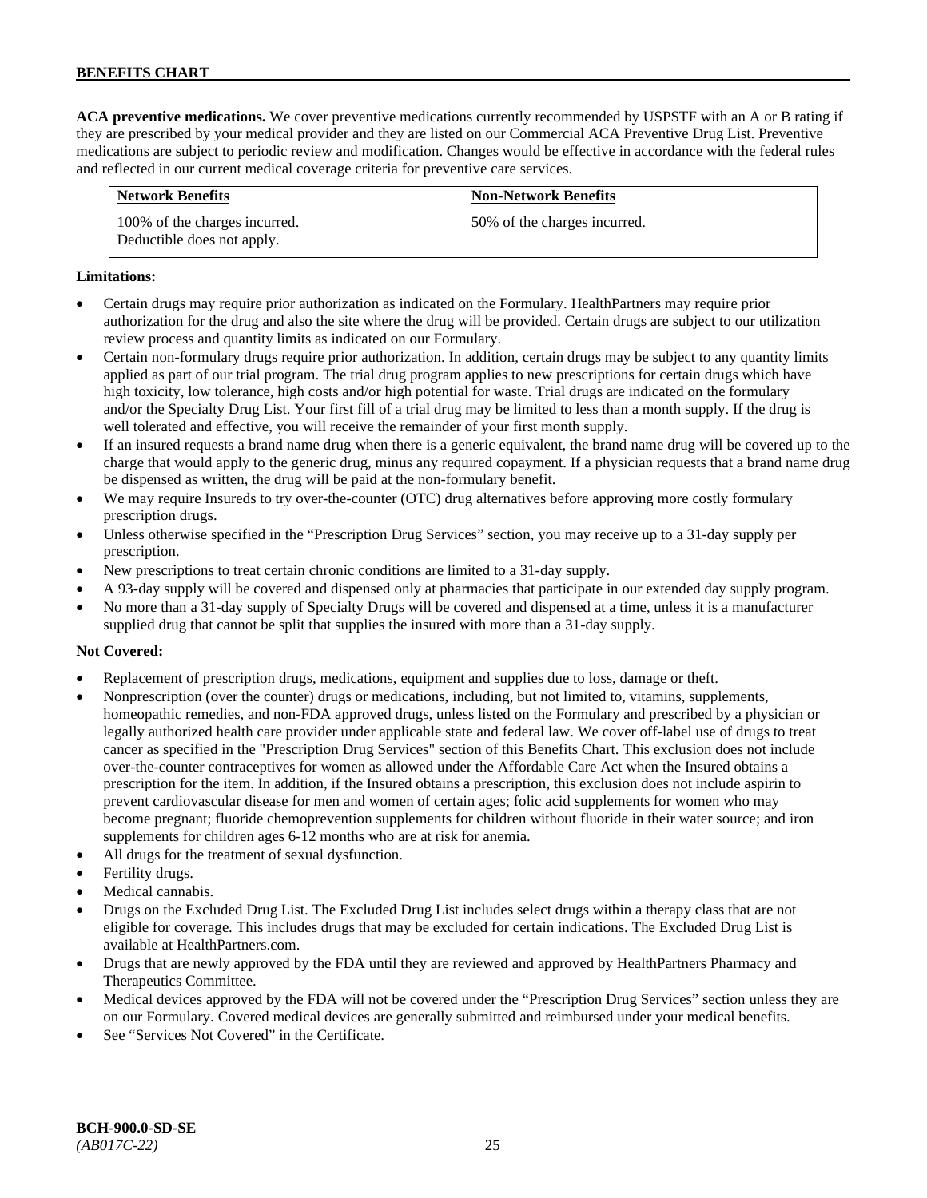**ACA preventive medications.** We cover preventive medications currently recommended by USPSTF with an A or B rating if they are prescribed by your medical provider and they are listed on our Commercial ACA Preventive Drug List. Preventive medications are subject to periodic review and modification. Changes would be effective in accordance with the federal rules and reflected in our current medical coverage criteria for preventive care services.

| Network Benefits | Non-Network Benefits |
|---|---|
| 100% of the charges incurred. Deductible does not apply. | 50% of the charges incurred. |

**Limitations:**

- Certain drugs may require prior authorization as indicated on the Formulary. HealthPartners may require prior authorization for the drug and also the site where the drug will be provided. Certain drugs are subject to our utilization review process and quantity limits as indicated on our Formulary.
- Certain non-formulary drugs require prior authorization. In addition, certain drugs may be subject to any quantity limits applied as part of our trial program. The trial drug program applies to new prescriptions for certain drugs which have high toxicity, low tolerance, high costs and/or high potential for waste. Trial drugs are indicated on the formulary and/or the Specialty Drug List. Your first fill of a trial drug may be limited to less than a month supply. If the drug is well tolerated and effective, you will receive the remainder of your first month supply.
- If an insured requests a brand name drug when there is a generic equivalent, the brand name drug will be covered up to the charge that would apply to the generic drug, minus any required copayment. If a physician requests that a brand name drug be dispensed as written, the drug will be paid at the non-formulary benefit.
- We may require Insureds to try over-the-counter (OTC) drug alternatives before approving more costly formulary prescription drugs.
- Unless otherwise specified in the "Prescription Drug Services" section, you may receive up to a 31-day supply per prescription.
- New prescriptions to treat certain chronic conditions are limited to a 31-day supply.
- A 93-day supply will be covered and dispensed only at pharmacies that participate in our extended day supply program.
- No more than a 31-day supply of Specialty Drugs will be covered and dispensed at a time, unless it is a manufacturer supplied drug that cannot be split that supplies the insured with more than a 31-day supply.

**Not Covered:**

- Replacement of prescription drugs, medications, equipment and supplies due to loss, damage or theft.
- Nonprescription (over the counter) drugs or medications, including, but not limited to, vitamins, supplements, homeopathic remedies, and non-FDA approved drugs, unless listed on the Formulary and prescribed by a physician or legally authorized health care provider under applicable state and federal law. We cover off-label use of drugs to treat cancer as specified in the "Prescription Drug Services" section of this Benefits Chart. This exclusion does not include over-the-counter contraceptives for women as allowed under the Affordable Care Act when the Insured obtains a prescription for the item. In addition, if the Insured obtains a prescription, this exclusion does not include aspirin to prevent cardiovascular disease for men and women of certain ages; folic acid supplements for women who may become pregnant; fluoride chemoprevention supplements for children without fluoride in their water source; and iron supplements for children ages 6-12 months who are at risk for anemia.
- All drugs for the treatment of sexual dysfunction.
- Fertility drugs.
- Medical cannabis.
- Drugs on the Excluded Drug List. The Excluded Drug List includes select drugs within a therapy class that are not eligible for coverage. This includes drugs that may be excluded for certain indications. The Excluded Drug List is available at HealthPartners.com.
- Drugs that are newly approved by the FDA until they are reviewed and approved by HealthPartners Pharmacy and Therapeutics Committee.
- Medical devices approved by the FDA will not be covered under the "Prescription Drug Services" section unless they are on our Formulary. Covered medical devices are generally submitted and reimbursed under your medical benefits.
- See "Services Not Covered" in the Certificate.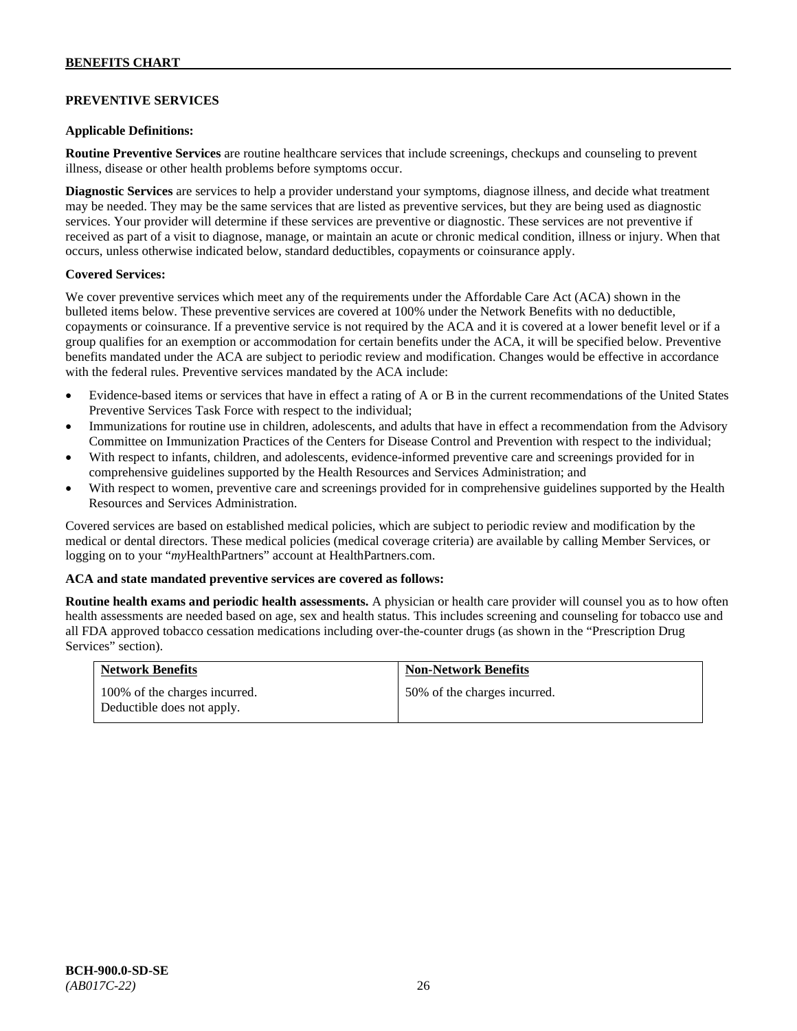## PREVENTIVE SERVICES

**Applicable Definitions:**

**Routine Preventive Services** are routine healthcare services that include screenings, checkups and counseling to prevent illness, disease or other health problems before symptoms occur.

**Diagnostic Services** are services to help a provider understand your symptoms, diagnose illness, and decide what treatment may be needed. They may be the same services that are listed as preventive services, but they are being used as diagnostic services. Your provider will determine if these services are preventive or diagnostic. These services are not preventive if received as part of a visit to diagnose, manage, or maintain an acute or chronic medical condition, illness or injury. When that occurs, unless otherwise indicated below, standard deductibles, copayments or coinsurance apply.

**Covered Services:**

We cover preventive services which meet any of the requirements under the Affordable Care Act (ACA) shown in the bulleted items below. These preventive services are covered at 100% under the Network Benefits with no deductible, copayments or coinsurance. If a preventive service is not required by the ACA and it is covered at a lower benefit level or if a group qualifies for an exemption or accommodation for certain benefits under the ACA, it will be specified below. Preventive benefits mandated under the ACA are subject to periodic review and modification. Changes would be effective in accordance with the federal rules. Preventive services mandated by the ACA include:

- Evidence-based items or services that have in effect a rating of A or B in the current recommendations of the United States Preventive Services Task Force with respect to the individual;
- Immunizations for routine use in children, adolescents, and adults that have in effect a recommendation from the Advisory Committee on Immunization Practices of the Centers for Disease Control and Prevention with respect to the individual;
- With respect to infants, children, and adolescents, evidence-informed preventive care and screenings provided for in comprehensive guidelines supported by the Health Resources and Services Administration; and
- With respect to women, preventive care and screenings provided for in comprehensive guidelines supported by the Health Resources and Services Administration.

Covered services are based on established medical policies, which are subject to periodic review and modification by the medical or dental directors. These medical policies (medical coverage criteria) are available by calling Member Services, or logging on to your "*my*HealthPartners" account at HealthPartners.com.

**ACA and state mandated preventive services are covered as follows:**

**Routine health exams and periodic health assessments.** A physician or health care provider will counsel you as to how often health assessments are needed based on age, sex and health status. This includes screening and counseling for tobacco use and all FDA approved tobacco cessation medications including over-the-counter drugs (as shown in the "Prescription Drug Services" section).

| Network Benefits | Non-Network Benefits |
| --- | --- |
| 100% of the charges incurred. Deductible does not apply. | 50% of the charges incurred. |

BCH-900.0-SD-SE
*(AB017C-22)*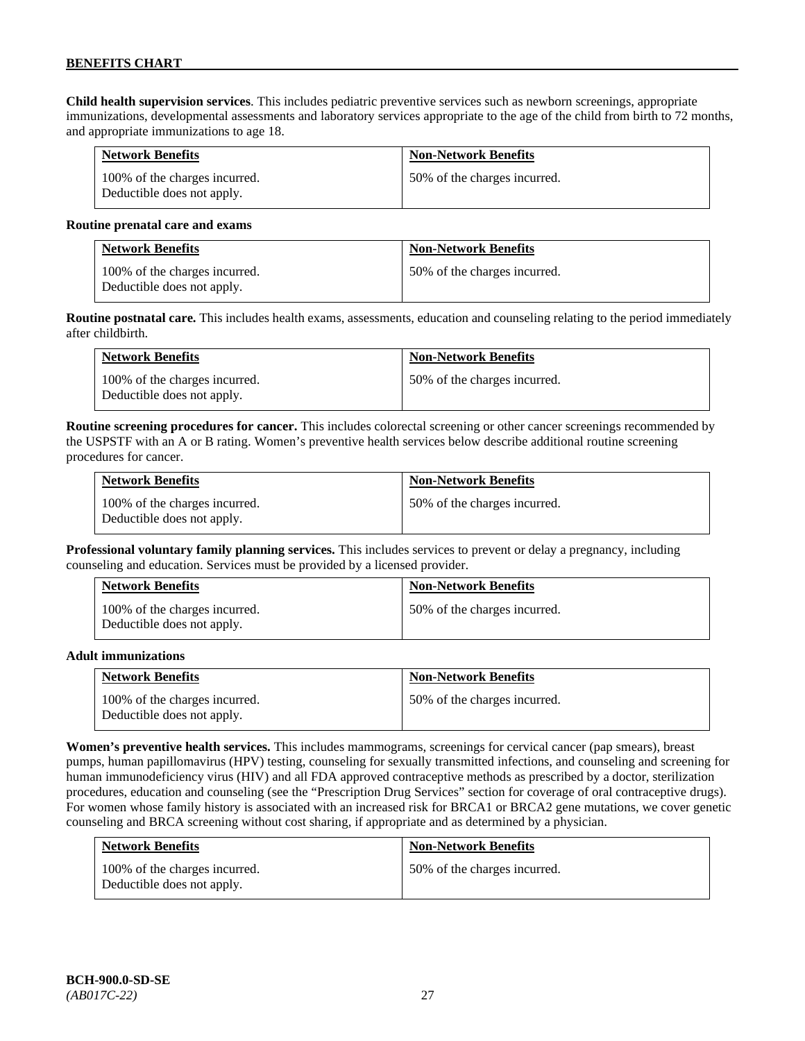**Child health supervision services**. This includes pediatric preventive services such as newborn screenings, appropriate immunizations, developmental assessments and laboratory services appropriate to the age of the child from birth to 72 months, and appropriate immunizations to age 18.

| Network Benefits | Non-Network Benefits |
|---|---|
| 100% of the charges incurred. Deductible does not apply. | 50% of the charges incurred. |

**Routine prenatal care and exams**

| Network Benefits | Non-Network Benefits |
|---|---|
| 100% of the charges incurred. Deductible does not apply. | 50% of the charges incurred. |

**Routine postnatal care.** This includes health exams, assessments, education and counseling relating to the period immediately after childbirth.

| Network Benefits | Non-Network Benefits |
|---|---|
| 100% of the charges incurred. Deductible does not apply. | 50% of the charges incurred. |

**Routine screening procedures for cancer.** This includes colorectal screening or other cancer screenings recommended by the USPSTF with an A or B rating. Women's preventive health services below describe additional routine screening procedures for cancer.

| Network Benefits | Non-Network Benefits |
|---|---|
| 100% of the charges incurred. Deductible does not apply. | 50% of the charges incurred. |

**Professional voluntary family planning services.** This includes services to prevent or delay a pregnancy, including counseling and education. Services must be provided by a licensed provider.

| Network Benefits | Non-Network Benefits |
|---|---|
| 100% of the charges incurred. Deductible does not apply. | 50% of the charges incurred. |

**Adult immunizations**

| Network Benefits | Non-Network Benefits |
|---|---|
| 100% of the charges incurred. Deductible does not apply. | 50% of the charges incurred. |

**Women's preventive health services.** This includes mammograms, screenings for cervical cancer (pap smears), breast pumps, human papillomavirus (HPV) testing, counseling for sexually transmitted infections, and counseling and screening for human immunodeficiency virus (HIV) and all FDA approved contraceptive methods as prescribed by a doctor, sterilization procedures, education and counseling (see the "Prescription Drug Services" section for coverage of oral contraceptive drugs). For women whose family history is associated with an increased risk for BRCA1 or BRCA2 gene mutations, we cover genetic counseling and BRCA screening without cost sharing, if appropriate and as determined by a physician.

| Network Benefits | Non-Network Benefits |
|---|---|
| 100% of the charges incurred. Deductible does not apply. | 50% of the charges incurred. |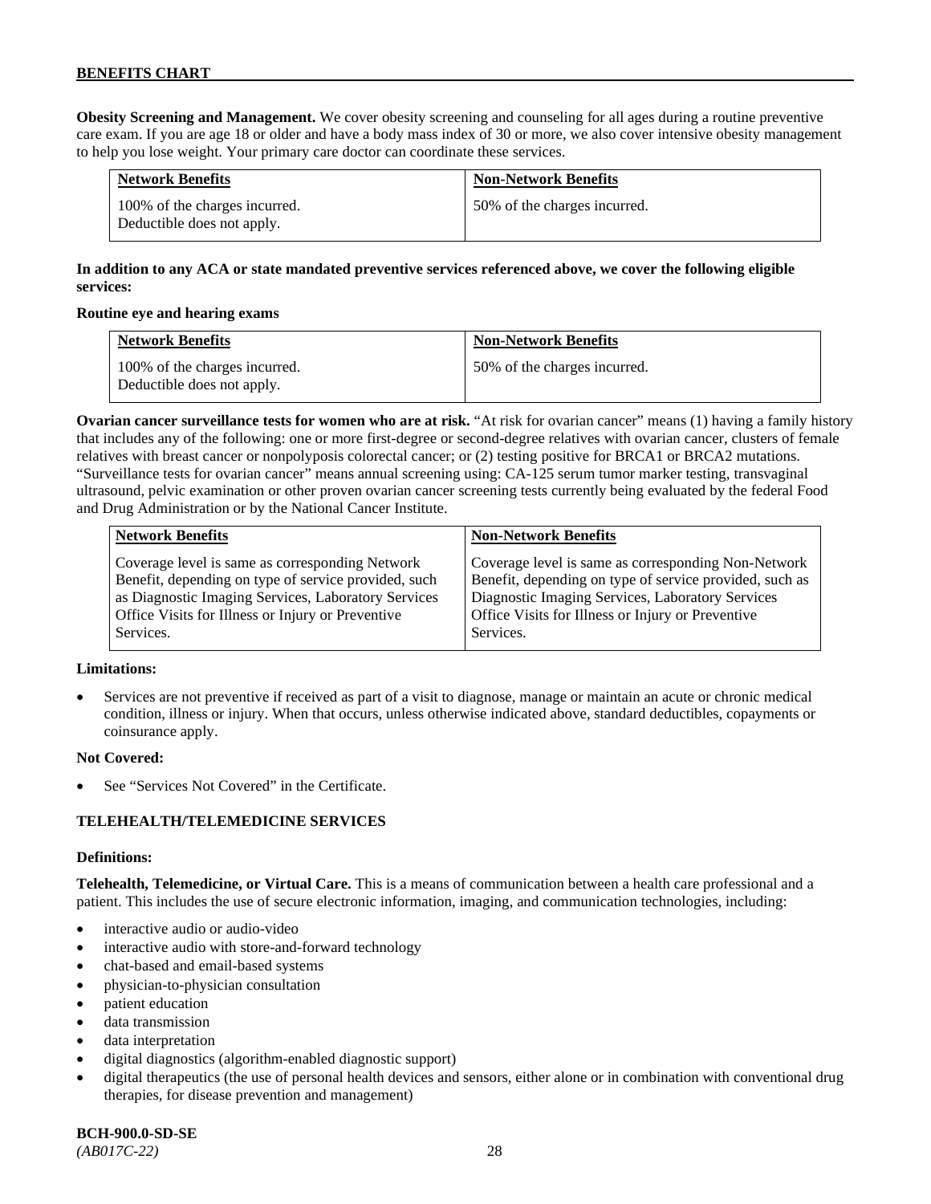**Obesity Screening and Management.** We cover obesity screening and counseling for all ages during a routine preventive care exam. If you are age 18 or older and have a body mass index of 30 or more, we also cover intensive obesity management to help you lose weight. Your primary care doctor can coordinate these services.

| Network Benefits | Non-Network Benefits |
|---|---|
| 100% of the charges incurred. Deductible does not apply. | 50% of the charges incurred. |

**In addition to any ACA or state mandated preventive services referenced above, we cover the following eligible services:**

**Routine eye and hearing exams**

| Network Benefits | Non-Network Benefits |
|---|---|
| 100% of the charges incurred. Deductible does not apply. | 50% of the charges incurred. |

**Ovarian cancer surveillance tests for women who are at risk.** "At risk for ovarian cancer" means (1) having a family history that includes any of the following: one or more first-degree or second-degree relatives with ovarian cancer, clusters of female relatives with breast cancer or nonpolyposis colorectal cancer; or (2) testing positive for BRCA1 or BRCA2 mutations. "Surveillance tests for ovarian cancer" means annual screening using: CA-125 serum tumor marker testing, transvaginal ultrasound, pelvic examination or other proven ovarian cancer screening tests currently being evaluated by the federal Food and Drug Administration or by the National Cancer Institute.

| Network Benefits | Non-Network Benefits |
|---|---|
| Coverage level is same as corresponding Network Benefit, depending on type of service provided, such as Diagnostic Imaging Services, Laboratory Services Office Visits for Illness or Injury or Preventive Services. | Coverage level is same as corresponding Non-Network Benefit, depending on type of service provided, such as Diagnostic Imaging Services, Laboratory Services Office Visits for Illness or Injury or Preventive Services. |

**Limitations:**

- Services are not preventive if received as part of a visit to diagnose, manage or maintain an acute or chronic medical condition, illness or injury. When that occurs, unless otherwise indicated above, standard deductibles, copayments or coinsurance apply.

**Not Covered:**

- See "Services Not Covered" in the Certificate.

## TELEHEALTH/TELEMEDICINE SERVICES

**Definitions:**

**Telehealth, Telemedicine, or Virtual Care.** This is a means of communication between a health care professional and a patient. This includes the use of secure electronic information, imaging, and communication technologies, including:

- interactive audio or audio-video
- interactive audio with store-and-forward technology
- chat-based and email-based systems
- physician-to-physician consultation
- patient education
- data transmission
- data interpretation
- digital diagnostics (algorithm-enabled diagnostic support)
- digital therapeutics (the use of personal health devices and sensors, either alone or in combination with conventional drug therapies, for disease prevention and management)

**BCH-900.0-SD-SE**
*(AB017C-22)*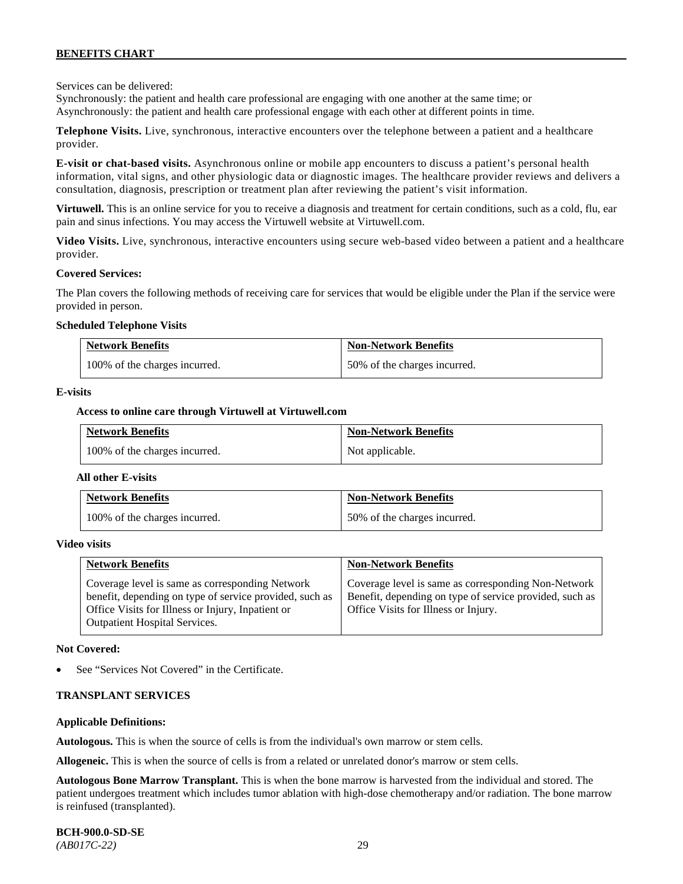Services can be delivered:
Synchronously: the patient and health care professional are engaging with one another at the same time; or
Asynchronously: the patient and health care professional engage with each other at different points in time.

**Telephone Visits.** Live, synchronous, interactive encounters over the telephone between a patient and a healthcare provider.

**E-visit or chat-based visits.** Asynchronous online or mobile app encounters to discuss a patient's personal health information, vital signs, and other physiologic data or diagnostic images. The healthcare provider reviews and delivers a consultation, diagnosis, prescription or treatment plan after reviewing the patient's visit information.

**Virtuwell.** This is an online service for you to receive a diagnosis and treatment for certain conditions, such as a cold, flu, ear pain and sinus infections. You may access the Virtuwell website at Virtuwell.com.

**Video Visits.** Live, synchronous, interactive encounters using secure web-based video between a patient and a healthcare provider.

**Covered Services:**

The Plan covers the following methods of receiving care for services that would be eligible under the Plan if the service were provided in person.

**Scheduled Telephone Visits**

| Network Benefits | Non-Network Benefits |
|---|---|
| 100% of the charges incurred. | 50% of the charges incurred. |

**E-visits**

**Access to online care through Virtuwell at Virtuwell.com**

| Network Benefits | Non-Network Benefits |
|---|---|
| 100% of the charges incurred. | Not applicable. |

**All other E-visits**

| Network Benefits | Non-Network Benefits |
|---|---|
| 100% of the charges incurred. | 50% of the charges incurred. |

**Video visits**

| Network Benefits | Non-Network Benefits |
|---|---|
| Coverage level is same as corresponding Network benefit, depending on type of service provided, such as Office Visits for Illness or Injury, Inpatient or Outpatient Hospital Services. | Coverage level is same as corresponding Non-Network Benefit, depending on type of service provided, such as Office Visits for Illness or Injury. |

**Not Covered:**

- See "Services Not Covered" in the Certificate.

**TRANSPLANT SERVICES**

**Applicable Definitions:**

**Autologous.** This is when the source of cells is from the individual's own marrow or stem cells.

**Allogeneic.** This is when the source of cells is from a related or unrelated donor's marrow or stem cells.

**Autologous Bone Marrow Transplant.** This is when the bone marrow is harvested from the individual and stored. The patient undergoes treatment which includes tumor ablation with high-dose chemotherapy and/or radiation. The bone marrow is reinfused (transplanted).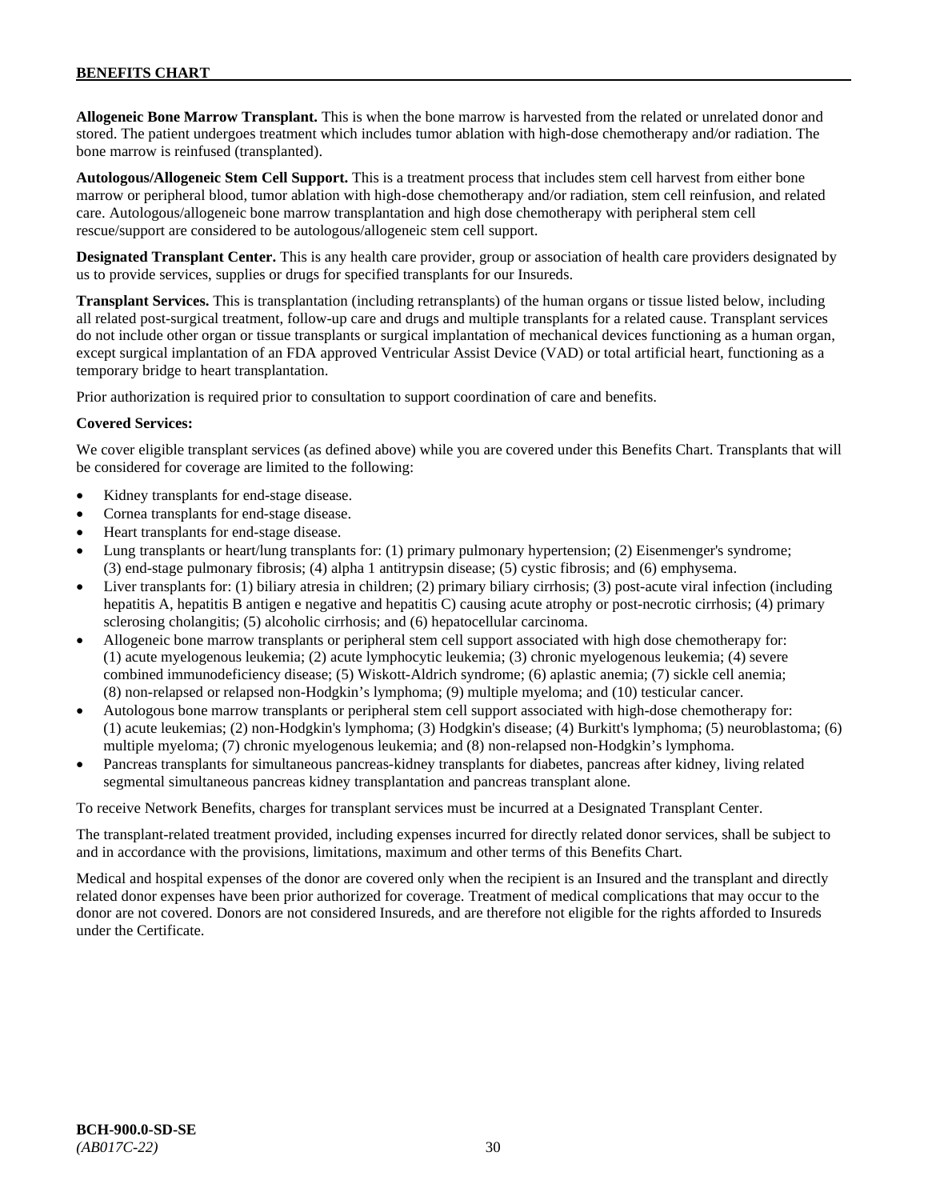**Allogeneic Bone Marrow Transplant.** This is when the bone marrow is harvested from the related or unrelated donor and stored. The patient undergoes treatment which includes tumor ablation with high-dose chemotherapy and/or radiation. The bone marrow is reinfused (transplanted).

**Autologous/Allogeneic Stem Cell Support.** This is a treatment process that includes stem cell harvest from either bone marrow or peripheral blood, tumor ablation with high-dose chemotherapy and/or radiation, stem cell reinfusion, and related care. Autologous/allogeneic bone marrow transplantation and high dose chemotherapy with peripheral stem cell rescue/support are considered to be autologous/allogeneic stem cell support.

**Designated Transplant Center.** This is any health care provider, group or association of health care providers designated by us to provide services, supplies or drugs for specified transplants for our Insureds.

**Transplant Services.** This is transplantation (including retransplants) of the human organs or tissue listed below, including all related post-surgical treatment, follow-up care and drugs and multiple transplants for a related cause. Transplant services do not include other organ or tissue transplants or surgical implantation of mechanical devices functioning as a human organ, except surgical implantation of an FDA approved Ventricular Assist Device (VAD) or total artificial heart, functioning as a temporary bridge to heart transplantation.

Prior authorization is required prior to consultation to support coordination of care and benefits.

**Covered Services:**

We cover eligible transplant services (as defined above) while you are covered under this Benefits Chart. Transplants that will be considered for coverage are limited to the following:

- Kidney transplants for end-stage disease.
- Cornea transplants for end-stage disease.
- Heart transplants for end-stage disease.
- Lung transplants or heart/lung transplants for: (1) primary pulmonary hypertension; (2) Eisenmenger's syndrome; (3) end-stage pulmonary fibrosis; (4) alpha 1 antitrypsin disease; (5) cystic fibrosis; and (6) emphysema.
- Liver transplants for: (1) biliary atresia in children; (2) primary biliary cirrhosis; (3) post-acute viral infection (including hepatitis A, hepatitis B antigen e negative and hepatitis C) causing acute atrophy or post-necrotic cirrhosis; (4) primary sclerosing cholangitis; (5) alcoholic cirrhosis; and (6) hepatocellular carcinoma.
- Allogeneic bone marrow transplants or peripheral stem cell support associated with high dose chemotherapy for: (1) acute myelogenous leukemia; (2) acute lymphocytic leukemia; (3) chronic myelogenous leukemia; (4) severe combined immunodeficiency disease; (5) Wiskott-Aldrich syndrome; (6) aplastic anemia; (7) sickle cell anemia; (8) non-relapsed or relapsed non-Hodgkin’s lymphoma; (9) multiple myeloma; and (10) testicular cancer.
- Autologous bone marrow transplants or peripheral stem cell support associated with high-dose chemotherapy for: (1) acute leukemias; (2) non-Hodgkin's lymphoma; (3) Hodgkin's disease; (4) Burkitt's lymphoma; (5) neuroblastoma; (6) multiple myeloma; (7) chronic myelogenous leukemia; and (8) non-relapsed non-Hodgkin’s lymphoma.
- Pancreas transplants for simultaneous pancreas-kidney transplants for diabetes, pancreas after kidney, living related segmental simultaneous pancreas kidney transplantation and pancreas transplant alone.

To receive Network Benefits, charges for transplant services must be incurred at a Designated Transplant Center.

The transplant-related treatment provided, including expenses incurred for directly related donor services, shall be subject to and in accordance with the provisions, limitations, maximum and other terms of this Benefits Chart.

Medical and hospital expenses of the donor are covered only when the recipient is an Insured and the transplant and directly related donor expenses have been prior authorized for coverage. Treatment of medical complications that may occur to the donor are not covered. Donors are not considered Insureds, and are therefore not eligible for the rights afforded to Insureds under the Certificate.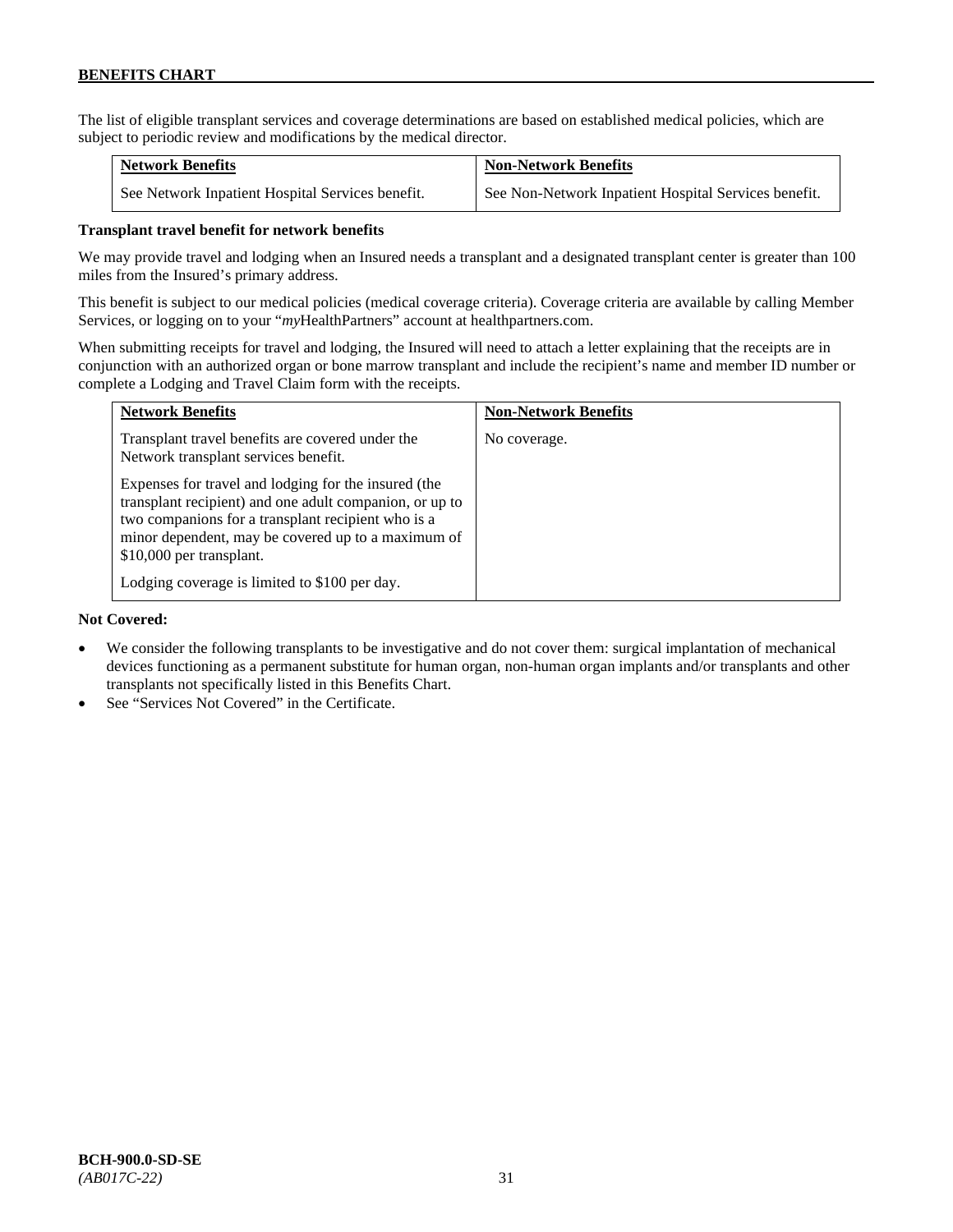The list of eligible transplant services and coverage determinations are based on established medical policies, which are subject to periodic review and modifications by the medical director.

| Network Benefits | Non-Network Benefits |
| --- | --- |
| See Network Inpatient Hospital Services benefit. | See Non-Network Inpatient Hospital Services benefit. |

**Transplant travel benefit for network benefits**

We may provide travel and lodging when an Insured needs a transplant and a designated transplant center is greater than 100 miles from the Insured's primary address.

This benefit is subject to our medical policies (medical coverage criteria). Coverage criteria are available by calling Member Services, or logging on to your "*my*HealthPartners" account at healthpartners.com.

When submitting receipts for travel and lodging, the Insured will need to attach a letter explaining that the receipts are in conjunction with an authorized organ or bone marrow transplant and include the recipient's name and member ID number or complete a Lodging and Travel Claim form with the receipts.

| Network Benefits | Non-Network Benefits |
| --- | --- |
| Transplant travel benefits are covered under the Network transplant services benefit.<br><br>Expenses for travel and lodging for the insured (the transplant recipient) and one adult companion, or up to two companions for a transplant recipient who is a minor dependent, may be covered up to a maximum of $10,000 per transplant.<br><br>Lodging coverage is limited to $100 per day. | No coverage. |

**Not Covered:**

- We consider the following transplants to be investigative and do not cover them: surgical implantation of mechanical devices functioning as a permanent substitute for human organ, non-human organ implants and/or transplants and other transplants not specifically listed in this Benefits Chart.
- See "Services Not Covered" in the Certificate.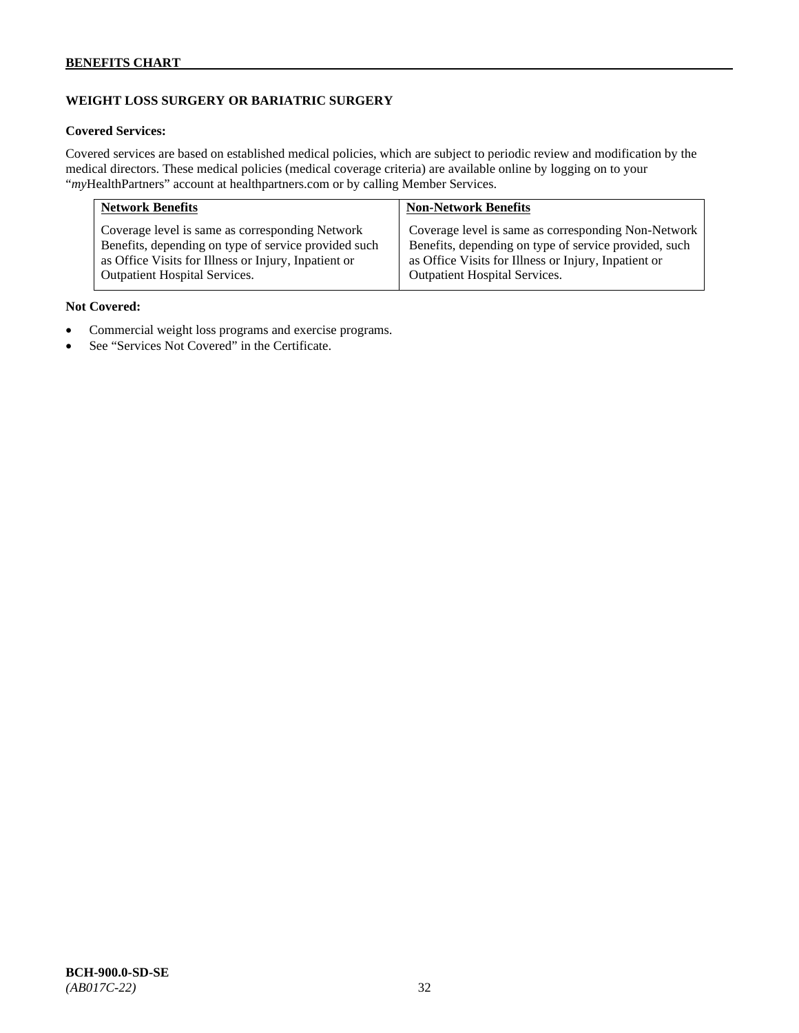## WEIGHT LOSS SURGERY OR BARIATRIC SURGERY

**Covered Services:**

Covered services are based on established medical policies, which are subject to periodic review and modification by the medical directors. These medical policies (medical coverage criteria) are available online by logging on to your "*my*HealthPartners" account at healthpartners.com or by calling Member Services.

| Network Benefits | Non-Network Benefits |
|---|---|
| Coverage level is same as corresponding Network Benefits, depending on type of service provided such as Office Visits for Illness or Injury, Inpatient or Outpatient Hospital Services. | Coverage level is same as corresponding Non-Network Benefits, depending on type of service provided, such as Office Visits for Illness or Injury, Inpatient or Outpatient Hospital Services. |

**Not Covered:**

- Commercial weight loss programs and exercise programs.
- See "Services Not Covered" in the Certificate.

**BCH-900.0-SD-SE**
*(AB017C-22)*